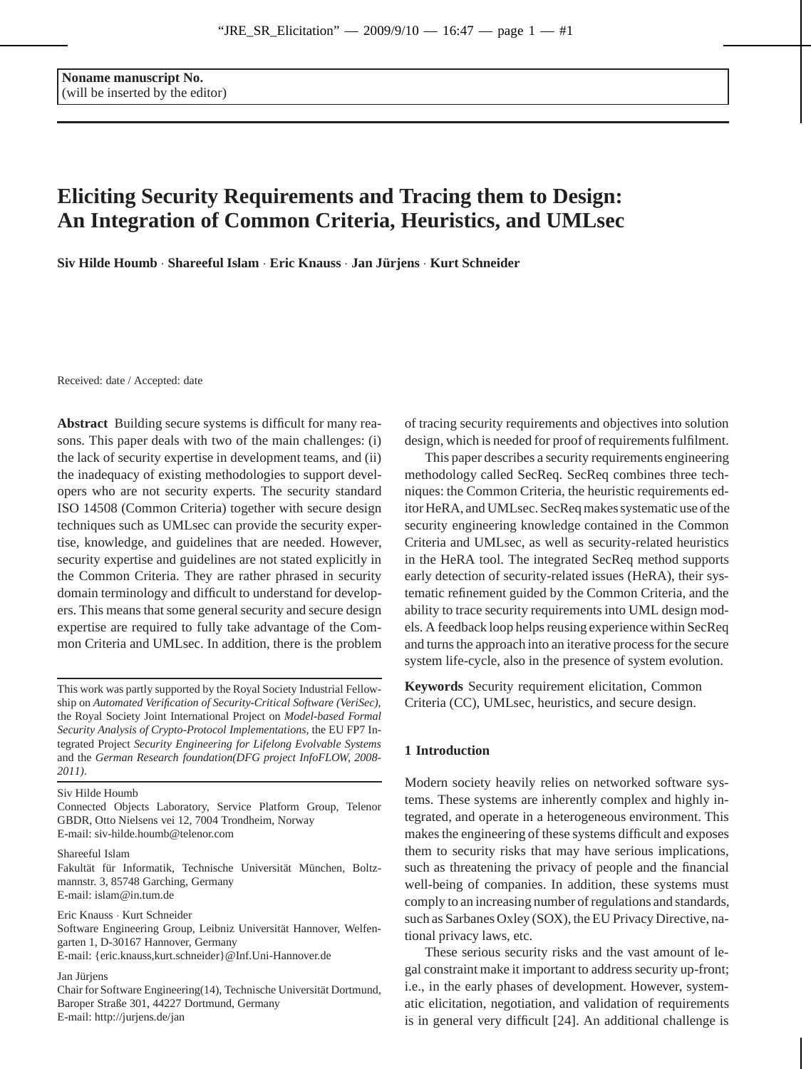Noname manuscript No.
(will be inserted by the editor)

# Eliciting Security Requirements and Tracing them to Design: An Integration of Common Criteria, Heuristics, and UMLsec

**Siv Hilde Houmb · Shareeful Islam · Eric Knauss · Jan Jürjens · Kurt Schneider**

Received: date / Accepted: date

**Abstract** Building secure systems is difficult for many reasons. This paper deals with two of the main challenges: (i) the lack of security expertise in development teams, and (ii) the inadequacy of existing methodologies to support developers who are not security experts. The security standard ISO 14508 (Common Criteria) together with secure design techniques such as UMLsec can provide the security expertise, knowledge, and guidelines that are needed. However, security expertise and guidelines are not stated explicitly in the Common Criteria. They are rather phrased in security domain terminology and difficult to understand for developers. This means that some general security and secure design expertise are required to fully take advantage of the Common Criteria and UMLsec. In addition, there is the problem of tracing security requirements and objectives into solution design, which is needed for proof of requirements fulfilment.

This paper describes a security requirements engineering methodology called SecReq. SecReq combines three techniques: the Common Criteria, the heuristic requirements editor HeRA, and UMLsec. SecReq makes systematic use of the security engineering knowledge contained in the Common Criteria and UMLsec, as well as security-related heuristics in the HeRA tool. The integrated SecReq method supports early detection of security-related issues (HeRA), their systematic refinement guided by the Common Criteria, and the ability to trace security requirements into UML design models. A feedback loop helps reusing experience within SecReq and turns the approach into an iterative process for the secure system life-cycle, also in the presence of system evolution.

**Keywords** Security requirement elicitation, Common Criteria (CC), UMLsec, heuristics, and secure design.

This work was partly supported by the Royal Society Industrial Fellowship on *Automated Verification of Security-Critical Software (VeriSec)*, the Royal Society Joint International Project on *Model-based Formal Security Analysis of Crypto-Protocol Implementations*, the EU FP7 Integrated Project *Security Engineering for Lifelong Evolvable Systems* and the *German Research foundation(DFG project InfoFLOW, 2008-2011)*.

Siv Hilde Houmb
Connected Objects Laboratory, Service Platform Group, Telenor GBDR, Otto Nielsens vei 12, 7004 Trondheim, Norway
E-mail: siv-hilde.houmb@telenor.com

Shareeful Islam
Fakultät für Informatik, Technische Universität München, Boltzmannstr. 3, 85748 Garching, Germany
E-mail: islam@in.tum.de

Eric Knauss · Kurt Schneider
Software Engineering Group, Leibniz Universität Hannover, Welfengarten 1, D-30167 Hannover, Germany
E-mail: {eric.knauss,kurt.schneider}@Inf.Uni-Hannover.de

Jan Jürjens
Chair for Software Engineering(14), Technische Universität Dortmund, Baroper Straße 301, 44227 Dortmund, Germany
E-mail: http://jurjens.de/jan

## 1 Introduction

Modern society heavily relies on networked software systems. These systems are inherently complex and highly integrated, and operate in a heterogeneous environment. This makes the engineering of these systems difficult and exposes them to security risks that may have serious implications, such as threatening the privacy of people and the financial well-being of companies. In addition, these systems must comply to an increasing number of regulations and standards, such as Sarbanes Oxley (SOX), the EU Privacy Directive, national privacy laws, etc.

These serious security risks and the vast amount of legal constraint make it important to address security up-front; i.e., in the early phases of development. However, systematic elicitation, negotiation, and validation of requirements is in general very difficult [24]. An additional challenge is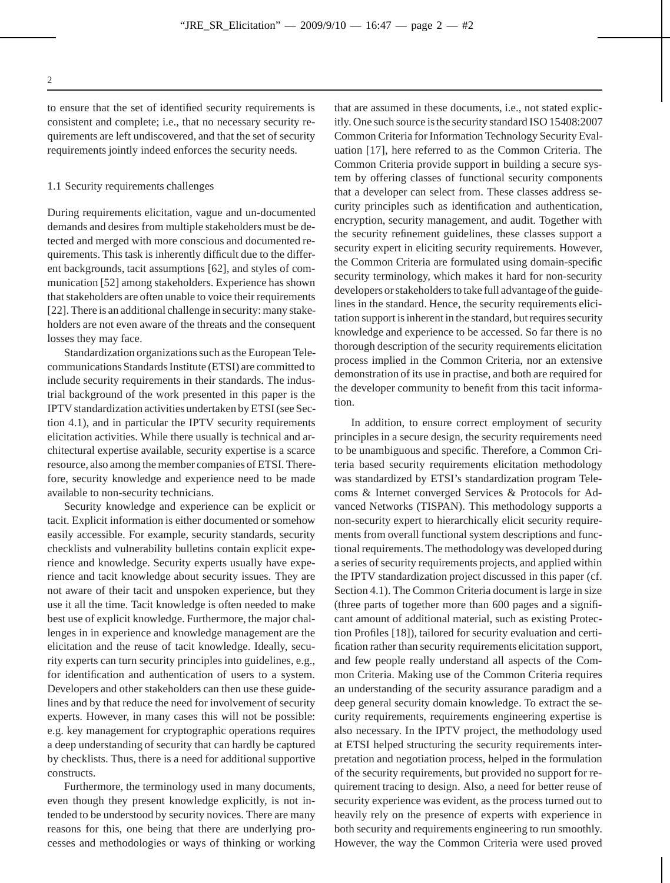to ensure that the set of identified security requirements is consistent and complete; i.e., that no necessary security requirements are left undiscovered, and that the set of security requirements jointly indeed enforces the security needs.

### 1.1 Security requirements challenges

During requirements elicitation, vague and un-documented demands and desires from multiple stakeholders must be detected and merged with more conscious and documented requirements. This task is inherently difficult due to the different backgrounds, tacit assumptions [62], and styles of communication [52] among stakeholders. Experience has shown that stakeholders are often unable to voice their requirements [22]. There is an additional challenge in security: many stakeholders are not even aware of the threats and the consequent losses they may face.

Standardization organizations such as the European Telecommunications Standards Institute (ETSI) are committed to include security requirements in their standards. The industrial background of the work presented in this paper is the IPTV standardization activities undertaken by ETSI (see Section 4.1), and in particular the IPTV security requirements elicitation activities. While there usually is technical and architectural expertise available, security expertise is a scarce resource, also among the member companies of ETSI. Therefore, security knowledge and experience need to be made available to non-security technicians.

Security knowledge and experience can be explicit or tacit. Explicit information is either documented or somehow easily accessible. For example, security standards, security checklists and vulnerability bulletins contain explicit experience and knowledge. Security experts usually have experience and tacit knowledge about security issues. They are not aware of their tacit and unspoken experience, but they use it all the time. Tacit knowledge is often needed to make best use of explicit knowledge. Furthermore, the major challenges in in experience and knowledge management are the elicitation and the reuse of tacit knowledge. Ideally, security experts can turn security principles into guidelines, e.g., for identification and authentication of users to a system. Developers and other stakeholders can then use these guidelines and by that reduce the need for involvement of security experts. However, in many cases this will not be possible: e.g. key management for cryptographic operations requires a deep understanding of security that can hardly be captured by checklists. Thus, there is a need for additional supportive constructs.

Furthermore, the terminology used in many documents, even though they present knowledge explicitly, is not intended to be understood by security novices. There are many reasons for this, one being that there are underlying processes and methodologies or ways of thinking or working that are assumed in these documents, i.e., not stated explicitly. One such source is the security standard ISO 15408:2007 Common Criteria for Information Technology Security Evaluation [17], here referred to as the Common Criteria. The Common Criteria provide support in building a secure system by offering classes of functional security components that a developer can select from. These classes address security principles such as identification and authentication, encryption, security management, and audit. Together with the security refinement guidelines, these classes support a security expert in eliciting security requirements. However, the Common Criteria are formulated using domain-specific security terminology, which makes it hard for non-security developers or stakeholders to take full advantage of the guidelines in the standard. Hence, the security requirements elicitation support is inherent in the standard, but requires security knowledge and experience to be accessed. So far there is no thorough description of the security requirements elicitation process implied in the Common Criteria, nor an extensive demonstration of its use in practise, and both are required for the developer community to benefit from this tacit information.

In addition, to ensure correct employment of security principles in a secure design, the security requirements need to be unambiguous and specific. Therefore, a Common Criteria based security requirements elicitation methodology was standardized by ETSI's standardization program Telecoms & Internet converged Services & Protocols for Advanced Networks (TISPAN). This methodology supports a non-security expert to hierarchically elicit security requirements from overall functional system descriptions and functional requirements. The methodology was developed during a series of security requirements projects, and applied within the IPTV standardization project discussed in this paper (cf. Section 4.1). The Common Criteria document is large in size (three parts of together more than 600 pages and a significant amount of additional material, such as existing Protection Profiles [18]), tailored for security evaluation and certification rather than security requirements elicitation support, and few people really understand all aspects of the Common Criteria. Making use of the Common Criteria requires an understanding of the security assurance paradigm and a deep general security domain knowledge. To extract the security requirements, requirements engineering expertise is also necessary. In the IPTV project, the methodology used at ETSI helped structuring the security requirements interpretation and negotiation process, helped in the formulation of the security requirements, but provided no support for requirement tracing to design. Also, a need for better reuse of security experience was evident, as the process turned out to heavily rely on the presence of experts with experience in both security and requirements engineering to run smoothly. However, the way the Common Criteria were used proved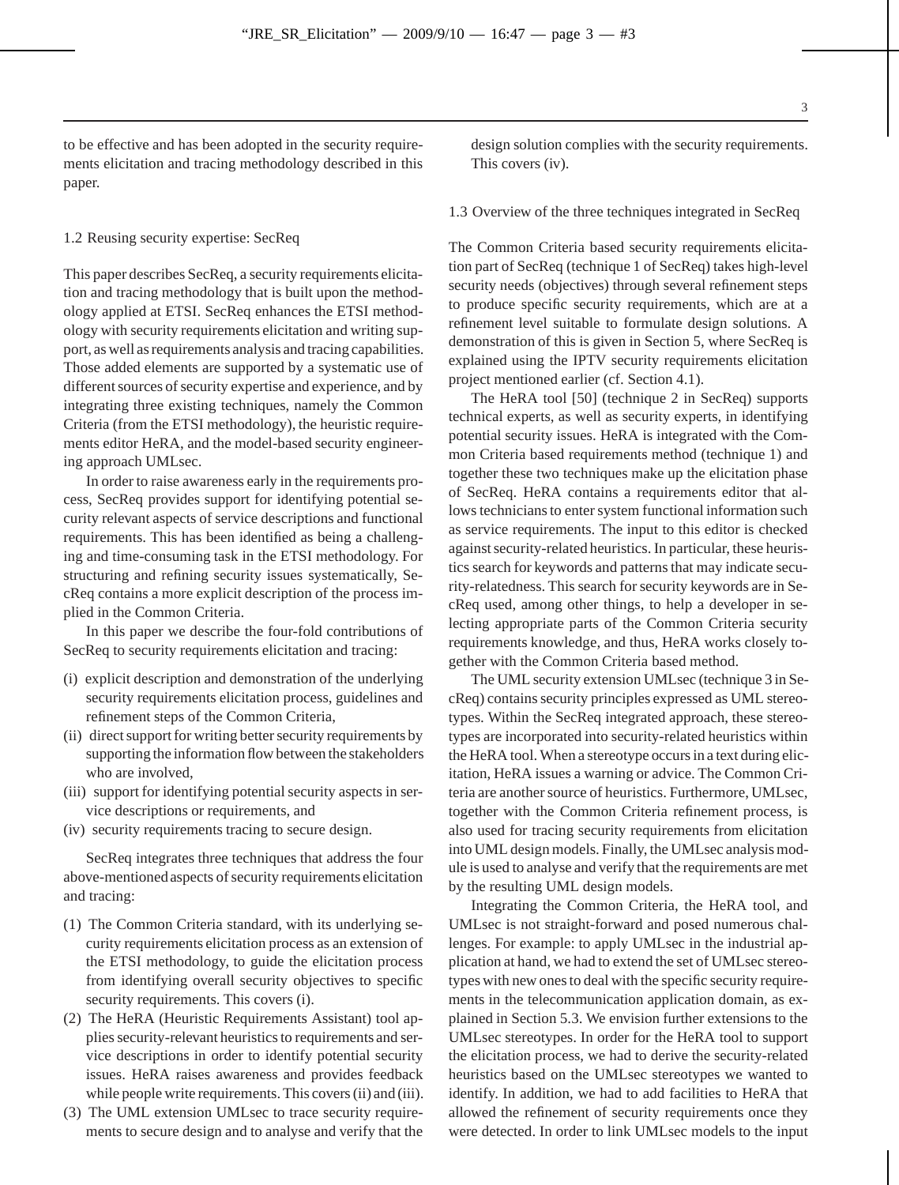to be effective and has been adopted in the security requirements elicitation and tracing methodology described in this paper.

### 1.2 Reusing security expertise: SecReq

This paper describes SecReq, a security requirements elicitation and tracing methodology that is built upon the methodology applied at ETSI. SecReq enhances the ETSI methodology with security requirements elicitation and writing support, as well as requirements analysis and tracing capabilities. Those added elements are supported by a systematic use of different sources of security expertise and experience, and by integrating three existing techniques, namely the Common Criteria (from the ETSI methodology), the heuristic requirements editor HeRA, and the model-based security engineering approach UMLsec.

In order to raise awareness early in the requirements process, SecReq provides support for identifying potential security relevant aspects of service descriptions and functional requirements. This has been identified as being a challenging and time-consuming task in the ETSI methodology. For structuring and refining security issues systematically, SecReq contains a more explicit description of the process implied in the Common Criteria.

In this paper we describe the four-fold contributions of SecReq to security requirements elicitation and tracing:

(i) explicit description and demonstration of the underlying security requirements elicitation process, guidelines and refinement steps of the Common Criteria,
(ii) direct support for writing better security requirements by supporting the information flow between the stakeholders who are involved,
(iii) support for identifying potential security aspects in service descriptions or requirements, and
(iv) security requirements tracing to secure design.

SecReq integrates three techniques that address the four above-mentioned aspects of security requirements elicitation and tracing:

(1) The Common Criteria standard, with its underlying security requirements elicitation process as an extension of the ETSI methodology, to guide the elicitation process from identifying overall security objectives to specific security requirements. This covers (i).
(2) The HeRA (Heuristic Requirements Assistant) tool applies security-relevant heuristics to requirements and service descriptions in order to identify potential security issues. HeRA raises awareness and provides feedback while people write requirements. This covers (ii) and (iii).
(3) The UML extension UMLsec to trace security requirements to secure design and to analyse and verify that the design solution complies with the security requirements. This covers (iv).

### 1.3 Overview of the three techniques integrated in SecReq

The Common Criteria based security requirements elicitation part of SecReq (technique 1 of SecReq) takes high-level security needs (objectives) through several refinement steps to produce specific security requirements, which are at a refinement level suitable to formulate design solutions. A demonstration of this is given in Section 5, where SecReq is explained using the IPTV security requirements elicitation project mentioned earlier (cf. Section 4.1).

The HeRA tool [50] (technique 2 in SecReq) supports technical experts, as well as security experts, in identifying potential security issues. HeRA is integrated with the Common Criteria based requirements method (technique 1) and together these two techniques make up the elicitation phase of SecReq. HeRA contains a requirements editor that allows technicians to enter system functional information such as service requirements. The input to this editor is checked against security-related heuristics. In particular, these heuristics search for keywords and patterns that may indicate security-relatedness. This search for security keywords are in SecReq used, among other things, to help a developer in selecting appropriate parts of the Common Criteria security requirements knowledge, and thus, HeRA works closely together with the Common Criteria based method.

The UML security extension UMLsec (technique 3 in SecReq) contains security principles expressed as UML stereotypes. Within the SecReq integrated approach, these stereotypes are incorporated into security-related heuristics within the HeRA tool. When a stereotype occurs in a text during elicitation, HeRA issues a warning or advice. The Common Criteria are another source of heuristics. Furthermore, UMLsec, together with the Common Criteria refinement process, is also used for tracing security requirements from elicitation into UML design models. Finally, the UMLsec analysis module is used to analyse and verify that the requirements are met by the resulting UML design models.

Integrating the Common Criteria, the HeRA tool, and UMLsec is not straight-forward and posed numerous challenges. For example: to apply UMLsec in the industrial application at hand, we had to extend the set of UMLsec stereotypes with new ones to deal with the specific security requirements in the telecommunication application domain, as explained in Section 5.3. We envision further extensions to the UMLsec stereotypes. In order for the HeRA tool to support the elicitation process, we had to derive the security-related heuristics based on the UMLsec stereotypes we wanted to identify. In addition, we had to add facilities to HeRA that allowed the refinement of security requirements once they were detected. In order to link UMLsec models to the input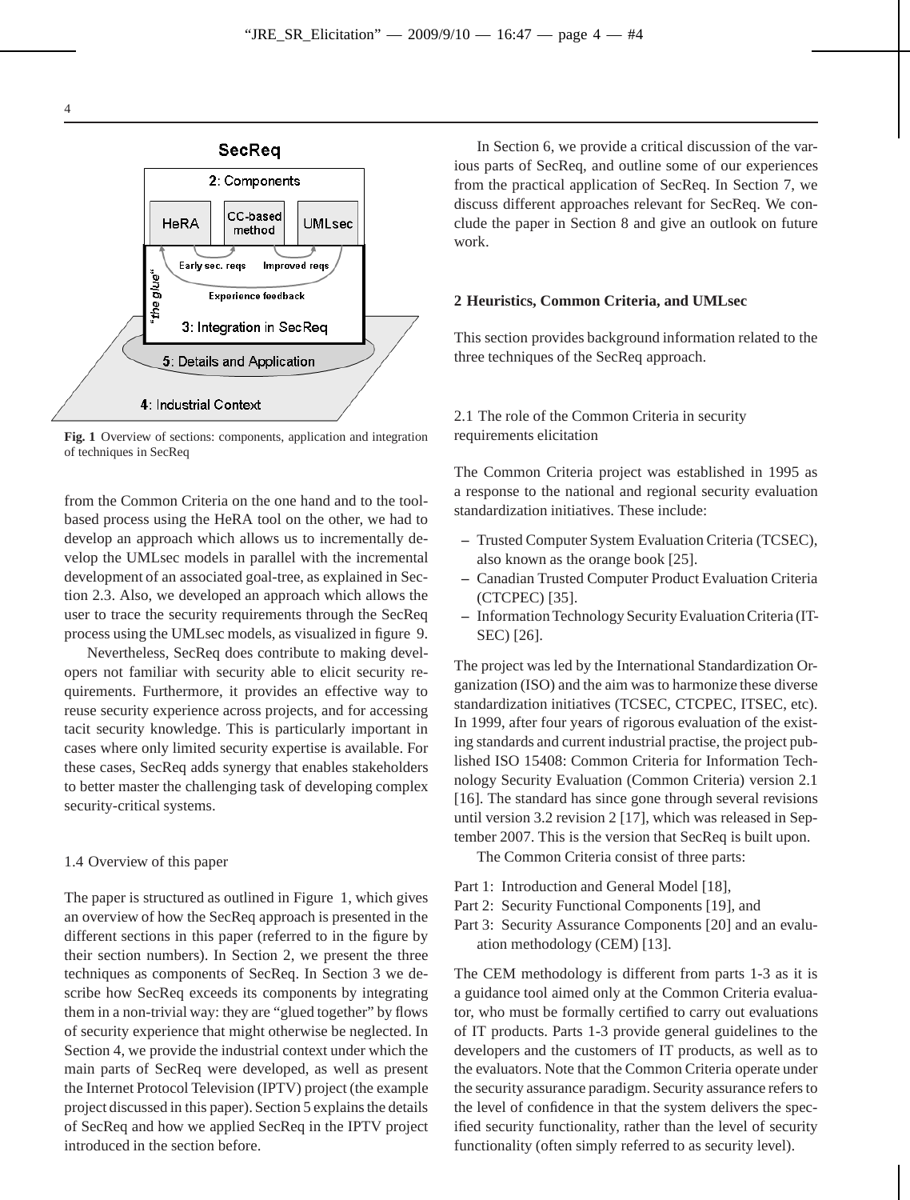**Fig. 1** Overview of sections: components, application and integration of techniques in SecReq

from the Common Criteria on the one hand and to the tool-based process using the HeRA tool on the other, we had to develop an approach which allows us to incrementally develop the UMLsec models in parallel with the incremental development of an associated goal-tree, as explained in Section 2.3. Also, we developed an approach which allows the user to trace the security requirements through the SecReq process using the UMLsec models, as visualized in figure 9.

Nevertheless, SecReq does contribute to making developers not familiar with security able to elicit security requirements. Furthermore, it provides an effective way to reuse security experience across projects, and for accessing tacit security knowledge. This is particularly important in cases where only limited security expertise is available. For these cases, SecReq adds synergy that enables stakeholders to better master the challenging task of developing complex security-critical systems.

### 1.4 Overview of this paper

The paper is structured as outlined in Figure 1, which gives an overview of how the SecReq approach is presented in the different sections in this paper (referred to in the figure by their section numbers). In Section 2, we present the three techniques as components of SecReq. In Section 3 we describe how SecReq exceeds its components by integrating them in a non-trivial way: they are "glued together" by flows of security experience that might otherwise be neglected. In Section 4, we provide the industrial context under which the main parts of SecReq were developed, as well as present the Internet Protocol Television (IPTV) project (the example project discussed in this paper). Section 5 explains the details of SecReq and how we applied SecReq in the IPTV project introduced in the section before.

In Section 6, we provide a critical discussion of the various parts of SecReq, and outline some of our experiences from the practical application of SecReq. In Section 7, we discuss different approaches relevant for SecReq. We conclude the paper in Section 8 and give an outlook on future work.

## 2 Heuristics, Common Criteria, and UMLsec

This section provides background information related to the three techniques of the SecReq approach.

### 2.1 The role of the Common Criteria in security requirements elicitation

The Common Criteria project was established in 1995 as a response to the national and regional security evaluation standardization initiatives. These include:

- Trusted Computer System Evaluation Criteria (TCSEC), also known as the orange book [25].
- Canadian Trusted Computer Product Evaluation Criteria (CTCPEC) [35].
- Information Technology Security Evaluation Criteria (ITSEC) [26].

The project was led by the International Standardization Organization (ISO) and the aim was to harmonize these diverse standardization initiatives (TCSEC, CTCPEC, ITSEC, etc). In 1999, after four years of rigorous evaluation of the existing standards and current industrial practise, the project published ISO 15408: Common Criteria for Information Technology Security Evaluation (Common Criteria) version 2.1 [16]. The standard has since gone through several revisions until version 3.2 revision 2 [17], which was released in September 2007. This is the version that SecReq is built upon.

The Common Criteria consist of three parts:

Part 1: Introduction and General Model [18],
Part 2: Security Functional Components [19], and
Part 3: Security Assurance Components [20] and an evaluation methodology (CEM) [13].

The CEM methodology is different from parts 1-3 as it is a guidance tool aimed only at the Common Criteria evaluator, who must be formally certified to carry out evaluations of IT products. Parts 1-3 provide general guidelines to the developers and the customers of IT products, as well as to the evaluators. Note that the Common Criteria operate under the security assurance paradigm. Security assurance refers to the level of confidence in that the system delivers the specified security functionality, rather than the level of security functionality (often simply referred to as security level).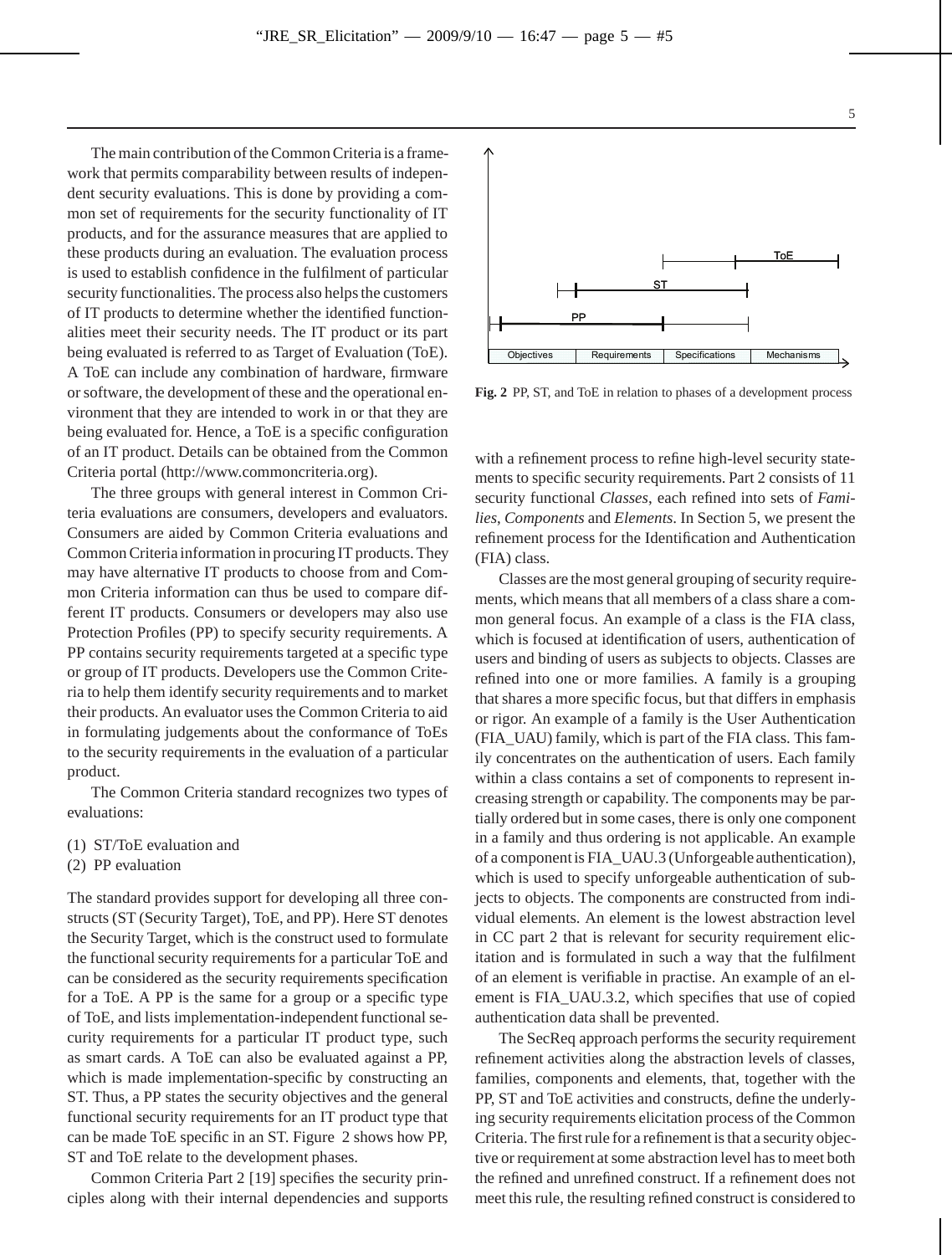The main contribution of the Common Criteria is a framework that permits comparability between results of independent security evaluations. This is done by providing a common set of requirements for the security functionality of IT products, and for the assurance measures that are applied to these products during an evaluation. The evaluation process is used to establish confidence in the fulfilment of particular security functionalities. The process also helps the customers of IT products to determine whether the identified functionalities meet their security needs. The IT product or its part being evaluated is referred to as Target of Evaluation (ToE). A ToE can include any combination of hardware, firmware or software, the development of these and the operational environment that they are intended to work in or that they are being evaluated for. Hence, a ToE is a specific configuration of an IT product. Details can be obtained from the Common Criteria portal (http://www.commoncriteria.org).

The three groups with general interest in Common Criteria evaluations are consumers, developers and evaluators. Consumers are aided by Common Criteria evaluations and Common Criteria information in procuring IT products. They may have alternative IT products to choose from and Common Criteria information can thus be used to compare different IT products. Consumers or developers may also use Protection Profiles (PP) to specify security requirements. A PP contains security requirements targeted at a specific type or group of IT products. Developers use the Common Criteria to help them identify security requirements and to market their products. An evaluator uses the Common Criteria to aid in formulating judgements about the conformance of ToEs to the security requirements in the evaluation of a particular product.

The Common Criteria standard recognizes two types of evaluations:

(1) ST/ToE evaluation and
(2) PP evaluation

The standard provides support for developing all three constructs (ST (Security Target), ToE, and PP). Here ST denotes the Security Target, which is the construct used to formulate the functional security requirements for a particular ToE and can be considered as the security requirements specification for a ToE. A PP is the same for a group or a specific type of ToE, and lists implementation-independent functional security requirements for a particular IT product type, such as smart cards. A ToE can also be evaluated against a PP, which is made implementation-specific by constructing an ST. Thus, a PP states the security objectives and the general functional security requirements for an IT product type that can be made ToE specific in an ST. Figure 2 shows how PP, ST and ToE relate to the development phases.

Common Criteria Part 2 [19] specifies the security principles along with their internal dependencies and supports with a refinement process to refine high-level security statements to specific security requirements. Part 2 consists of 11 security functional *Classes*, each refined into sets of *Families*, *Components* and *Elements*. In Section 5, we present the refinement process for the Identification and Authentication (FIA) class.

**Fig. 2** PP, ST, and ToE in relation to phases of a development process

Classes are the most general grouping of security requirements, which means that all members of a class share a common general focus. An example of a class is the FIA class, which is focused at identification of users, authentication of users and binding of users as subjects to objects. Classes are refined into one or more families. A family is a grouping that shares a more specific focus, but that differs in emphasis or rigor. An example of a family is the User Authentication (FIA_UAU) family, which is part of the FIA class. This family concentrates on the authentication of users. Each family within a class contains a set of components to represent increasing strength or capability. The components may be partially ordered but in some cases, there is only one component in a family and thus ordering is not applicable. An example of a component is FIA_UAU.3 (Unforgeable authentication), which is used to specify unforgeable authentication of subjects to objects. The components are constructed from individual elements. An element is the lowest abstraction level in CC part 2 that is relevant for security requirement elicitation and is formulated in such a way that the fulfilment of an element is verifiable in practise. An example of an element is FIA_UAU.3.2, which specifies that use of copied authentication data shall be prevented.

The SecReq approach performs the security requirement refinement activities along the abstraction levels of classes, families, components and elements, that, together with the PP, ST and ToE activities and constructs, define the underlying security requirements elicitation process of the Common Criteria. The first rule for a refinement is that a security objective or requirement at some abstraction level has to meet both the refined and unrefined construct. If a refinement does not meet this rule, the resulting refined construct is considered to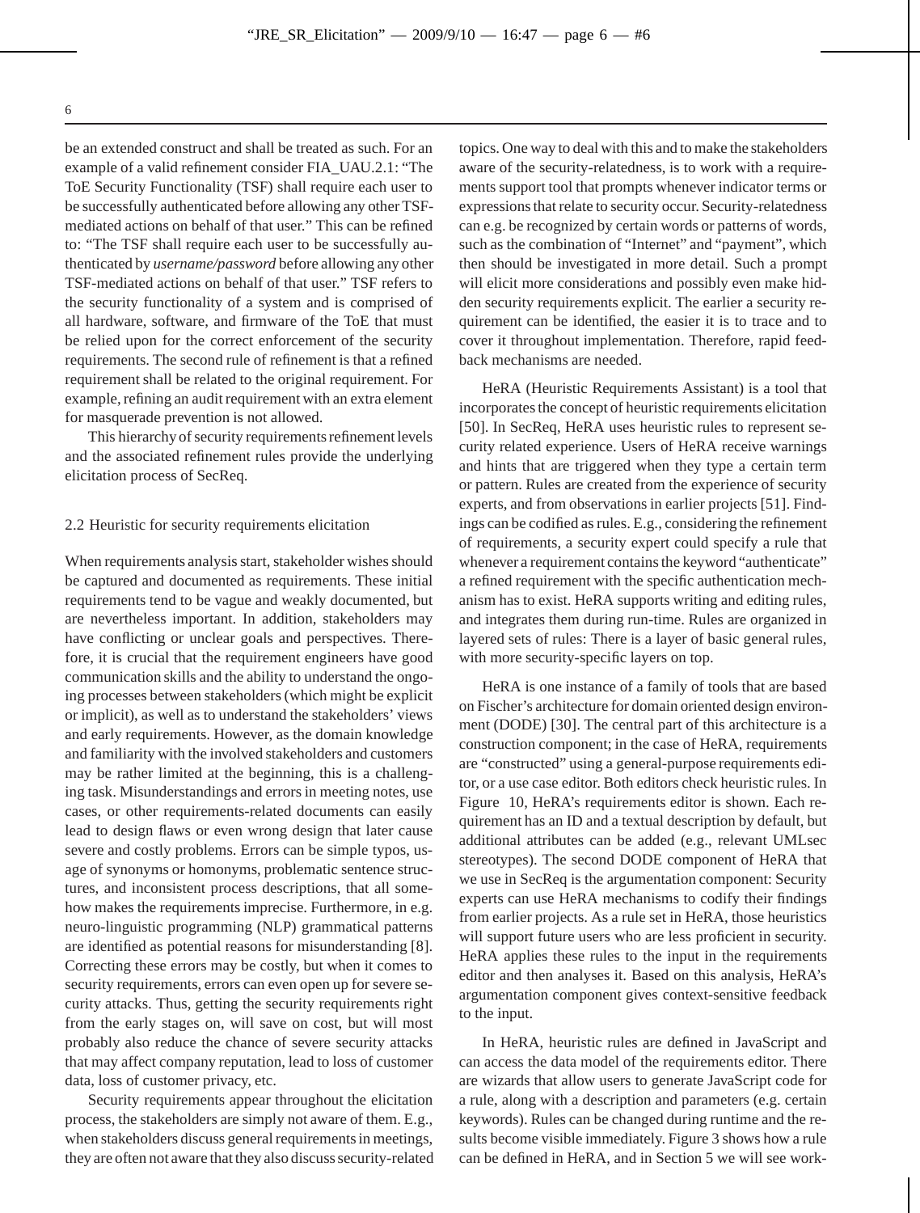be an extended construct and shall be treated as such. For an example of a valid refinement consider FIA_UAU.2.1: "The ToE Security Functionality (TSF) shall require each user to be successfully authenticated before allowing any other TSF-mediated actions on behalf of that user." This can be refined to: "The TSF shall require each user to be successfully authenticated by *username/password* before allowing any other TSF-mediated actions on behalf of that user." TSF refers to the security functionality of a system and is comprised of all hardware, software, and firmware of the ToE that must be relied upon for the correct enforcement of the security requirements. The second rule of refinement is that a refined requirement shall be related to the original requirement. For example, refining an audit requirement with an extra element for masquerade prevention is not allowed.

This hierarchy of security requirements refinement levels and the associated refinement rules provide the underlying elicitation process of SecReq.

### 2.2 Heuristic for security requirements elicitation

When requirements analysis start, stakeholder wishes should be captured and documented as requirements. These initial requirements tend to be vague and weakly documented, but are nevertheless important. In addition, stakeholders may have conflicting or unclear goals and perspectives. Therefore, it is crucial that the requirement engineers have good communication skills and the ability to understand the ongoing processes between stakeholders (which might be explicit or implicit), as well as to understand the stakeholders' views and early requirements. However, as the domain knowledge and familiarity with the involved stakeholders and customers may be rather limited at the beginning, this is a challenging task. Misunderstandings and errors in meeting notes, use cases, or other requirements-related documents can easily lead to design flaws or even wrong design that later cause severe and costly problems. Errors can be simple typos, usage of synonyms or homonyms, problematic sentence structures, and inconsistent process descriptions, that all somehow makes the requirements imprecise. Furthermore, in e.g. neuro-linguistic programming (NLP) grammatical patterns are identified as potential reasons for misunderstanding [8]. Correcting these errors may be costly, but when it comes to security requirements, errors can even open up for severe security attacks. Thus, getting the security requirements right from the early stages on, will save on cost, but will most probably also reduce the chance of severe security attacks that may affect company reputation, lead to loss of customer data, loss of customer privacy, etc.

Security requirements appear throughout the elicitation process, the stakeholders are simply not aware of them. E.g., when stakeholders discuss general requirements in meetings, they are often not aware that they also discuss security-related topics. One way to deal with this and to make the stakeholders aware of the security-relatedness, is to work with a requirements support tool that prompts whenever indicator terms or expressions that relate to security occur. Security-relatedness can e.g. be recognized by certain words or patterns of words, such as the combination of "Internet" and "payment", which then should be investigated in more detail. Such a prompt will elicit more considerations and possibly even make hidden security requirements explicit. The earlier a security requirement can be identified, the easier it is to trace and to cover it throughout implementation. Therefore, rapid feedback mechanisms are needed.

HeRA (Heuristic Requirements Assistant) is a tool that incorporates the concept of heuristic requirements elicitation [50]. In SecReq, HeRA uses heuristic rules to represent security related experience. Users of HeRA receive warnings and hints that are triggered when they type a certain term or pattern. Rules are created from the experience of security experts, and from observations in earlier projects [51]. Findings can be codified as rules. E.g., considering the refinement of requirements, a security expert could specify a rule that whenever a requirement contains the keyword "authenticate" a refined requirement with the specific authentication mechanism has to exist. HeRA supports writing and editing rules, and integrates them during run-time. Rules are organized in layered sets of rules: There is a layer of basic general rules, with more security-specific layers on top.

HeRA is one instance of a family of tools that are based on Fischer's architecture for domain oriented design environment (DODE) [30]. The central part of this architecture is a construction component; in the case of HeRA, requirements are "constructed" using a general-purpose requirements editor, or a use case editor. Both editors check heuristic rules. In Figure 10, HeRA's requirements editor is shown. Each requirement has an ID and a textual description by default, but additional attributes can be added (e.g., relevant UMLsec stereotypes). The second DODE component of HeRA that we use in SecReq is the argumentation component: Security experts can use HeRA mechanisms to codify their findings from earlier projects. As a rule set in HeRA, those heuristics will support future users who are less proficient in security. HeRA applies these rules to the input in the requirements editor and then analyses it. Based on this analysis, HeRA's argumentation component gives context-sensitive feedback to the input.

In HeRA, heuristic rules are defined in JavaScript and can access the data model of the requirements editor. There are wizards that allow users to generate JavaScript code for a rule, along with a description and parameters (e.g. certain keywords). Rules can be changed during runtime and the results become visible immediately. Figure 3 shows how a rule can be defined in HeRA, and in Section 5 we will see work-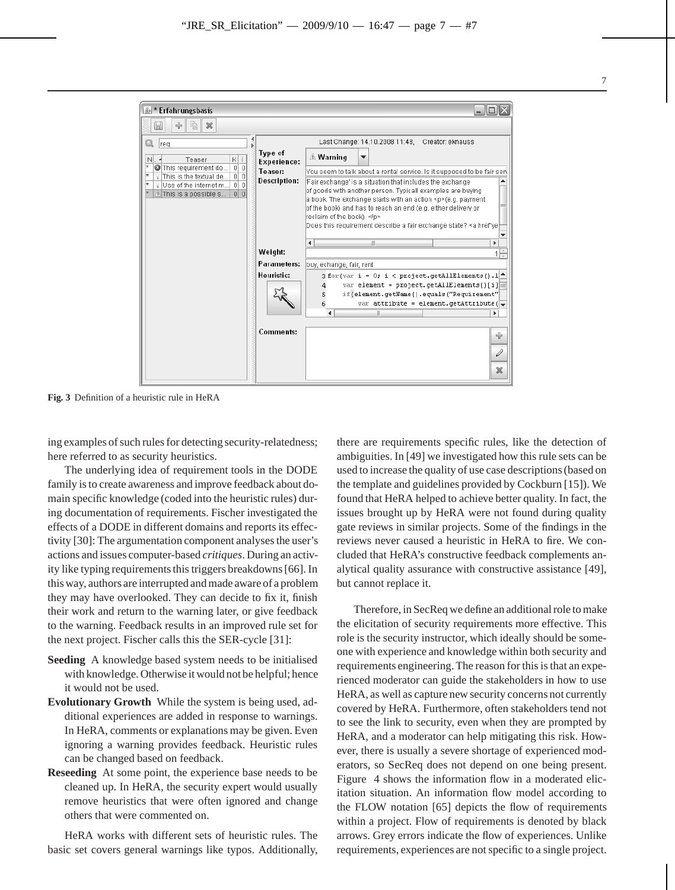Fig. 3 Definition of a heuristic rule in HeRA

ing examples of such rules for detecting security-relatedness; here referred to as security heuristics.

The underlying idea of requirement tools in the DODE family is to create awareness and improve feedback about domain specific knowledge (coded into the heuristic rules) during documentation of requirements. Fischer investigated the effects of a DODE in different domains and reports its effectivity [30]: The argumentation component analyses the user's actions and issues computer-based *critiques*. During an activity like typing requirements this triggers breakdowns [66]. In this way, authors are interrupted and made aware of a problem they may have overlooked. They can decide to fix it, finish their work and return to the warning later, or give feedback to the warning. Feedback results in an improved rule set for the next project. Fischer calls this the SER-cycle [31]:

**Seeding** A knowledge based system needs to be initialised with knowledge. Otherwise it would not be helpful; hence it would not be used.

**Evolutionary Growth** While the system is being used, additional experiences are added in response to warnings. In HeRA, comments or explanations may be given. Even ignoring a warning provides feedback. Heuristic rules can be changed based on feedback.

**Reseeding** At some point, the experience base needs to be cleaned up. In HeRA, the security expert would usually remove heuristics that were often ignored and change others that were commented on.

HeRA works with different sets of heuristic rules. The basic set covers general warnings like typos. Additionally, there are requirements specific rules, like the detection of ambiguities. In [49] we investigated how this rule sets can be used to increase the quality of use case descriptions (based on the template and guidelines provided by Cockburn [15]). We found that HeRA helped to achieve better quality. In fact, the issues brought up by HeRA were not found during quality gate reviews in similar projects. Some of the findings in the reviews never caused a heuristic in HeRA to fire. We concluded that HeRA's constructive feedback complements analytical quality assurance with constructive assistance [49], but cannot replace it.

Therefore, in SecReq we define an additional role to make the elicitation of security requirements more effective. This role is the security instructor, which ideally should be someone with experience and knowledge within both security and requirements engineering. The reason for this is that an experienced moderator can guide the stakeholders in how to use HeRA, as well as capture new security concerns not currently covered by HeRA. Furthermore, often stakeholders tend not to see the link to security, even when they are prompted by HeRA, and a moderator can help mitigating this risk. However, there is usually a severe shortage of experienced moderators, so SecReq does not depend on one being present. Figure 4 shows the information flow in a moderated elicitation situation. An information flow model according to the FLOW notation [65] depicts the flow of requirements within a project. Flow of requirements is denoted by black arrows. Grey errors indicate the flow of experiences. Unlike requirements, experiences are not specific to a single project.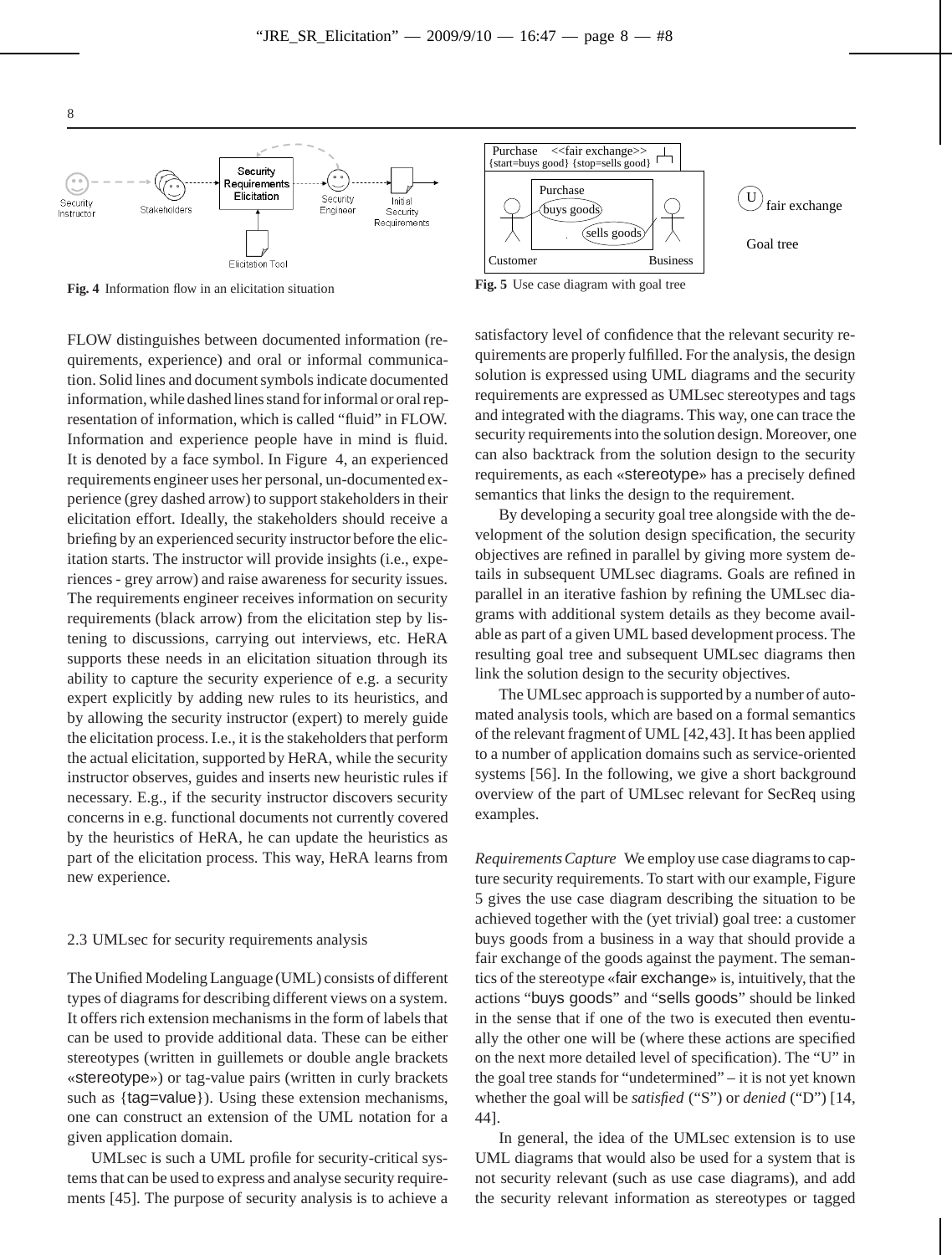Security Instructor

Stakeholders

Security Requirements Elicitation

Security Engineer

Initial Security Requirements

Elicitation Tool

**Fig. 4** Information flow in an elicitation situation

Purchase <<fair exchange>>
{start=buys good} {stop=sells good}

Purchase

buys goods

sells goods

Customer

Business

U fair exchange

Goal tree

**Fig. 5** Use case diagram with goal tree

FLOW distinguishes between documented information (requirements, experience) and oral or informal communication. Solid lines and document symbols indicate documented information, while dashed lines stand for informal or oral representation of information, which is called "fluid" in FLOW. Information and experience people have in mind is fluid. It is denoted by a face symbol. In Figure 4, an experienced requirements engineer uses her personal, un-documented experience (grey dashed arrow) to support stakeholders in their elicitation effort. Ideally, the stakeholders should receive a briefing by an experienced security instructor before the elicitation starts. The instructor will provide insights (i.e., experiences - grey arrow) and raise awareness for security issues. The requirements engineer receives information on security requirements (black arrow) from the elicitation step by listening to discussions, carrying out interviews, etc. HeRA supports these needs in an elicitation situation through its ability to capture the security experience of e.g. a security expert explicitly by adding new rules to its heuristics, and by allowing the security instructor (expert) to merely guide the elicitation process. I.e., it is the stakeholders that perform the actual elicitation, supported by HeRA, while the security instructor observes, guides and inserts new heuristic rules if necessary. E.g., if the security instructor discovers security concerns in e.g. functional documents not currently covered by the heuristics of HeRA, he can update the heuristics as part of the elicitation process. This way, HeRA learns from new experience.

### 2.3 UMLsec for security requirements analysis

The Unified Modeling Language (UML) consists of different types of diagrams for describing different views on a system. It offers rich extension mechanisms in the form of labels that can be used to provide additional data. These can be either stereotypes (written in guillemets or double angle brackets «stereotype») or tag-value pairs (written in curly brackets such as {tag=value}). Using these extension mechanisms, one can construct an extension of the UML notation for a given application domain.

UMLsec is such a UML profile for security-critical systems that can be used to express and analyse security requirements [45]. The purpose of security analysis is to achieve a satisfactory level of confidence that the relevant security requirements are properly fulfilled. For the analysis, the design solution is expressed using UML diagrams and the security requirements are expressed as UMLsec stereotypes and tags and integrated with the diagrams. This way, one can trace the security requirements into the solution design. Moreover, one can also backtrack from the solution design to the security requirements, as each «stereotype» has a precisely defined semantics that links the design to the requirement.

By developing a security goal tree alongside with the development of the solution design specification, the security objectives are refined in parallel by giving more system details in subsequent UMLsec diagrams. Goals are refined in parallel in an iterative fashion by refining the UMLsec diagrams with additional system details as they become available as part of a given UML based development process. The resulting goal tree and subsequent UMLsec diagrams then link the solution design to the security objectives.

The UMLsec approach is supported by a number of automated analysis tools, which are based on a formal semantics of the relevant fragment of UML [42,43]. It has been applied to a number of application domains such as service-oriented systems [56]. In the following, we give a short background overview of the part of UMLsec relevant for SecReq using examples.

*Requirements Capture* We employ use case diagrams to capture security requirements. To start with our example, Figure 5 gives the use case diagram describing the situation to be achieved together with the (yet trivial) goal tree: a customer buys goods from a business in a way that should provide a fair exchange of the goods against the payment. The semantics of the stereotype «fair exchange» is, intuitively, that the actions "buys goods" and "sells goods" should be linked in the sense that if one of the two is executed then eventually the other one will be (where these actions are specified on the next more detailed level of specification). The "U" in the goal tree stands for "undetermined" – it is not yet known whether the goal will be *satisfied* ("S") or *denied* ("D") [14, 44].

In general, the idea of the UMLsec extension is to use UML diagrams that would also be used for a system that is not security relevant (such as use case diagrams), and add the security relevant information as stereotypes or tagged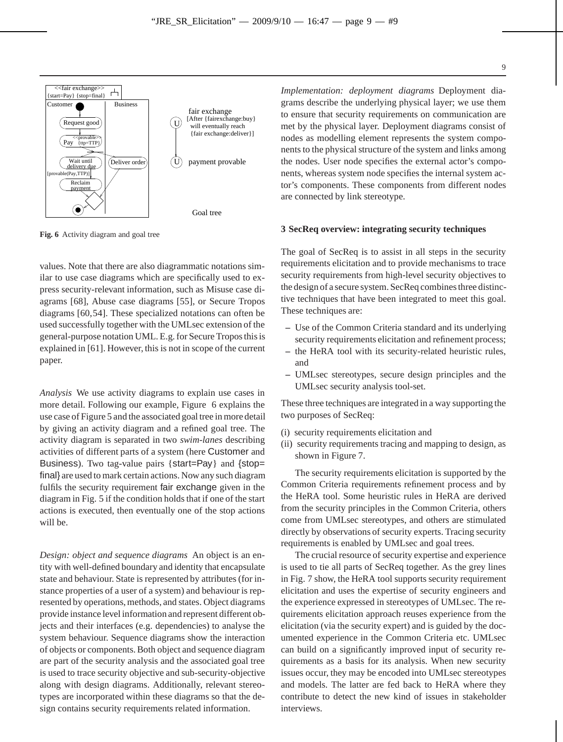<<fair exchange>>
{start=Pay} {stop=final}

Customer

Business

Request good

<<provable>>
Pay {ttp=TTP}

Wait until delivery due

Deliver order

[provable(Pay,TTP)]

Reclaim payment

fair exchange
[After {fairexchange:buy} will eventually reach {fair exchange:deliver}]

U

U

payment provable

Goal tree

**Fig. 6** Activity diagram and goal tree

values. Note that there are also diagrammatic notations similar to use case diagrams which are specifically used to express security-relevant information, such as Misuse case diagrams [68], Abuse case diagrams [55], or Secure Tropos diagrams [60,54]. These specialized notations can often be used successfully together with the UMLsec extension of the general-purpose notation UML. E.g. for Secure Tropos this is explained in [61]. However, this is not in scope of the current paper.

*Analysis* We use activity diagrams to explain use cases in more detail. Following our example, Figure 6 explains the use case of Figure 5 and the associated goal tree in more detail by giving an activity diagram and a refined goal tree. The activity diagram is separated in two *swim-lanes* describing activities of different parts of a system (here Customer and Business). Two tag-value pairs {start=Pay} and {stop= final} are used to mark certain actions. Now any such diagram fulfils the security requirement fair exchange given in the diagram in Fig. 5 if the condition holds that if one of the start actions is executed, then eventually one of the stop actions will be.

*Design: object and sequence diagrams* An object is an entity with well-defined boundary and identity that encapsulate state and behaviour. State is represented by attributes (for instance properties of a user of a system) and behaviour is represented by operations, methods, and states. Object diagrams provide instance level information and represent different objects and their interfaces (e.g. dependencies) to analyse the system behaviour. Sequence diagrams show the interaction of objects or components. Both object and sequence diagram are part of the security analysis and the associated goal tree is used to trace security objective and sub-security-objective along with design diagrams. Additionally, relevant stereotypes are incorporated within these diagrams so that the design contains security requirements related information.

*Implementation: deployment diagrams* Deployment diagrams describe the underlying physical layer; we use them to ensure that security requirements on communication are met by the physical layer. Deployment diagrams consist of nodes as modelling element represents the system components to the physical structure of the system and links among the nodes. User node specifies the external actor's components, whereas system node specifies the internal system actor's components. These components from different nodes are connected by link stereotype.

## 3 SecReq overview: integrating security techniques

The goal of SecReq is to assist in all steps in the security requirements elicitation and to provide mechanisms to trace security requirements from high-level security objectives to the design of a secure system. SecReq combines three distinctive techniques that have been integrated to meet this goal. These techniques are:

- Use of the Common Criteria standard and its underlying security requirements elicitation and refinement process;
- the HeRA tool with its security-related heuristic rules, and
- UMLsec stereotypes, secure design principles and the UMLsec security analysis tool-set.

These three techniques are integrated in a way supporting the two purposes of SecReq:

(i) security requirements elicitation and
(ii) security requirements tracing and mapping to design, as shown in Figure 7.

The security requirements elicitation is supported by the Common Criteria requirements refinement process and by the HeRA tool. Some heuristic rules in HeRA are derived from the security principles in the Common Criteria, others come from UMLsec stereotypes, and others are stimulated directly by observations of security experts. Tracing security requirements is enabled by UMLsec and goal trees.

The crucial resource of security expertise and experience is used to tie all parts of SecReq together. As the grey lines in Fig. 7 show, the HeRA tool supports security requirement elicitation and uses the expertise of security engineers and the experience expressed in stereotypes of UMLsec. The requirements elicitation approach reuses experience from the elicitation (via the security expert) and is guided by the documented experience in the Common Criteria etc. UMLsec can build on a significantly improved input of security requirements as a basis for its analysis. When new security issues occur, they may be encoded into UMLsec stereotypes and models. The latter are fed back to HeRA where they contribute to detect the new kind of issues in stakeholder interviews.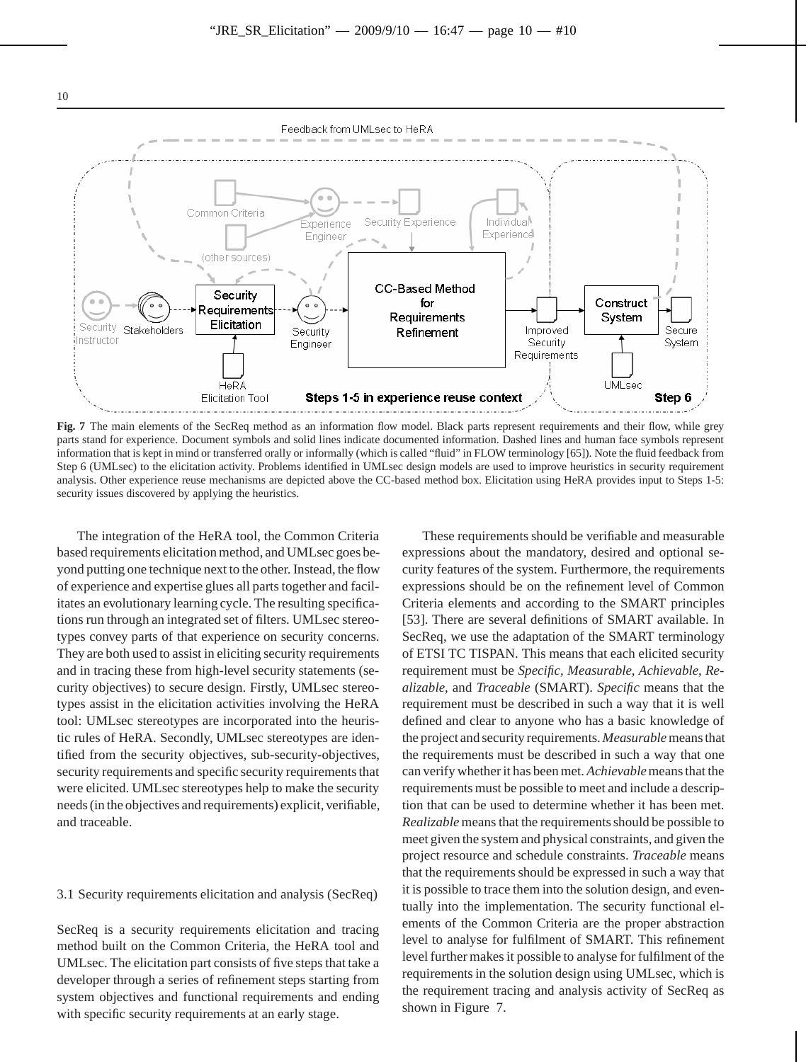Feedback from UMLsec to HeRA

Common Criteria

(other sources)

Experience Engineer

Security Experience

Individual Experience

Security Instructor

Stakeholders

Security Requirements Elicitation

Security Engineer

CC-Based Method for Requirements Refinement

Improved Security Requirements

Construct System

Secure System

HeRA Elicitation Tool

UMLsec

Steps 1-5 in experience reuse context

Step 6

**Fig. 7** The main elements of the SecReq method as an information flow model. Black parts represent requirements and their flow, while grey parts stand for experience. Document symbols and solid lines indicate documented information. Dashed lines and human face symbols represent information that is kept in mind or transferred orally or informally (which is called "fluid" in FLOW terminology [65]). Note the fluid feedback from Step 6 (UMLsec) to the elicitation activity. Problems identified in UMLsec design models are used to improve heuristics in security requirement analysis. Other experience reuse mechanisms are depicted above the CC-based method box. Elicitation using HeRA provides input to Steps 1-5: security issues discovered by applying the heuristics.

The integration of the HeRA tool, the Common Criteria based requirements elicitation method, and UMLsec goes beyond putting one technique next to the other. Instead, the flow of experience and expertise glues all parts together and facilitates an evolutionary learning cycle. The resulting specifications run through an integrated set of filters. UMLsec stereotypes convey parts of that experience on security concerns. They are both used to assist in eliciting security requirements and in tracing these from high-level security statements (security objectives) to secure design. Firstly, UMLsec stereotypes assist in the elicitation activities involving the HeRA tool: UMLsec stereotypes are incorporated into the heuristic rules of HeRA. Secondly, UMLsec stereotypes are identified from the security objectives, sub-security-objectives, security requirements and specific security requirements that were elicited. UMLsec stereotypes help to make the security needs (in the objectives and requirements) explicit, verifiable, and traceable.

### 3.1 Security requirements elicitation and analysis (SecReq)

SecReq is a security requirements elicitation and tracing method built on the Common Criteria, the HeRA tool and UMLsec. The elicitation part consists of five steps that take a developer through a series of refinement steps starting from system objectives and functional requirements and ending with specific security requirements at an early stage.

These requirements should be verifiable and measurable expressions about the mandatory, desired and optional security features of the system. Furthermore, the requirements expressions should be on the refinement level of Common Criteria elements and according to the SMART principles [53]. There are several definitions of SMART available. In SecReq, we use the adaptation of the SMART terminology of ETSI TC TISPAN. This means that each elicited security requirement must be *Specific*, *Measurable*, *Achievable*, *Realizable*, and *Traceable* (SMART). *Specific* means that the requirement must be described in such a way that it is well defined and clear to anyone who has a basic knowledge of the project and security requirements. *Measurable* means that the requirements must be described in such a way that one can verify whether it has been met. *Achievable* means that the requirements must be possible to meet and include a description that can be used to determine whether it has been met. *Realizable* means that the requirements should be possible to meet given the system and physical constraints, and given the project resource and schedule constraints. *Traceable* means that the requirements should be expressed in such a way that it is possible to trace them into the solution design, and eventually into the implementation. The security functional elements of the Common Criteria are the proper abstraction level to analyse for fulfilment of SMART. This refinement level further makes it possible to analyse for fulfilment of the requirements in the solution design using UMLsec, which is the requirement tracing and analysis activity of SecReq as shown in Figure 7.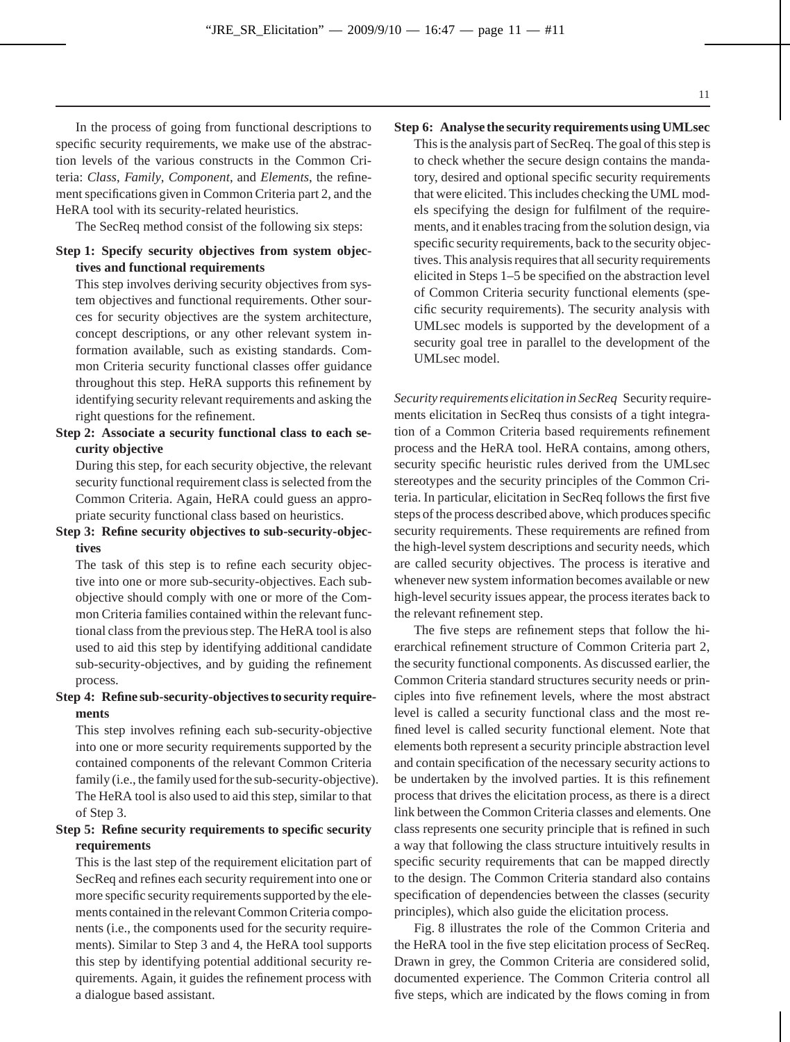In the process of going from functional descriptions to specific security requirements, we make use of the abstraction levels of the various constructs in the Common Criteria: *Class*, *Family*, *Component*, and *Elements*, the refinement specifications given in Common Criteria part 2, and the HeRA tool with its security-related heuristics.

The SecReq method consist of the following six steps:

**Step 1: Specify security objectives from system objectives and functional requirements**

This step involves deriving security objectives from system objectives and functional requirements. Other sources for security objectives are the system architecture, concept descriptions, or any other relevant system information available, such as existing standards. Common Criteria security functional classes offer guidance throughout this step. HeRA supports this refinement by identifying security relevant requirements and asking the right questions for the refinement.

**Step 2: Associate a security functional class to each security objective**

During this step, for each security objective, the relevant security functional requirement class is selected from the Common Criteria. Again, HeRA could guess an appropriate security functional class based on heuristics.

**Step 3: Refine security objectives to sub-security-objectives**

The task of this step is to refine each security objective into one or more sub-security-objectives. Each sub-objective should comply with one or more of the Common Criteria families contained within the relevant functional class from the previous step. The HeRA tool is also used to aid this step by identifying additional candidate sub-security-objectives, and by guiding the refinement process.

**Step 4: Refine sub-security-objectives to security requirements**

This step involves refining each sub-security-objective into one or more security requirements supported by the contained components of the relevant Common Criteria family (i.e., the family used for the sub-security-objective). The HeRA tool is also used to aid this step, similar to that of Step 3.

**Step 5: Refine security requirements to specific security requirements**

This is the last step of the requirement elicitation part of SecReq and refines each security requirement into one or more specific security requirements supported by the elements contained in the relevant Common Criteria components (i.e., the components used for the security requirements). Similar to Step 3 and 4, the HeRA tool supports this step by identifying potential additional security requirements. Again, it guides the refinement process with a dialogue based assistant.

**Step 6: Analyse the security requirements using UMLsec**

This is the analysis part of SecReq. The goal of this step is to check whether the secure design contains the mandatory, desired and optional specific security requirements that were elicited. This includes checking the UML models specifying the design for fulfilment of the requirements, and it enables tracing from the solution design, via specific security requirements, back to the security objectives. This analysis requires that all security requirements elicited in Steps 1–5 be specified on the abstraction level of Common Criteria security functional elements (specific security requirements). The security analysis with UMLsec models is supported by the development of a security goal tree in parallel to the development of the UMLsec model.

*Security requirements elicitation in SecReq* Security requirements elicitation in SecReq thus consists of a tight integration of a Common Criteria based requirements refinement process and the HeRA tool. HeRA contains, among others, security specific heuristic rules derived from the UMLsec stereotypes and the security principles of the Common Criteria. In particular, elicitation in SecReq follows the first five steps of the process described above, which produces specific security requirements. These requirements are refined from the high-level system descriptions and security needs, which are called security objectives. The process is iterative and whenever new system information becomes available or new high-level security issues appear, the process iterates back to the relevant refinement step.

The five steps are refinement steps that follow the hierarchical refinement structure of Common Criteria part 2, the security functional components. As discussed earlier, the Common Criteria standard structures security needs or principles into five refinement levels, where the most abstract level is called a security functional class and the most refined level is called security functional element. Note that elements both represent a security principle abstraction level and contain specification of the necessary security actions to be undertaken by the involved parties. It is this refinement process that drives the elicitation process, as there is a direct link between the Common Criteria classes and elements. One class represents one security principle that is refined in such a way that following the class structure intuitively results in specific security requirements that can be mapped directly to the design. The Common Criteria standard also contains specification of dependencies between the classes (security principles), which also guide the elicitation process.

Fig. 8 illustrates the role of the Common Criteria and the HeRA tool in the five step elicitation process of SecReq. Drawn in grey, the Common Criteria are considered solid, documented experience. The Common Criteria control all five steps, which are indicated by the flows coming in from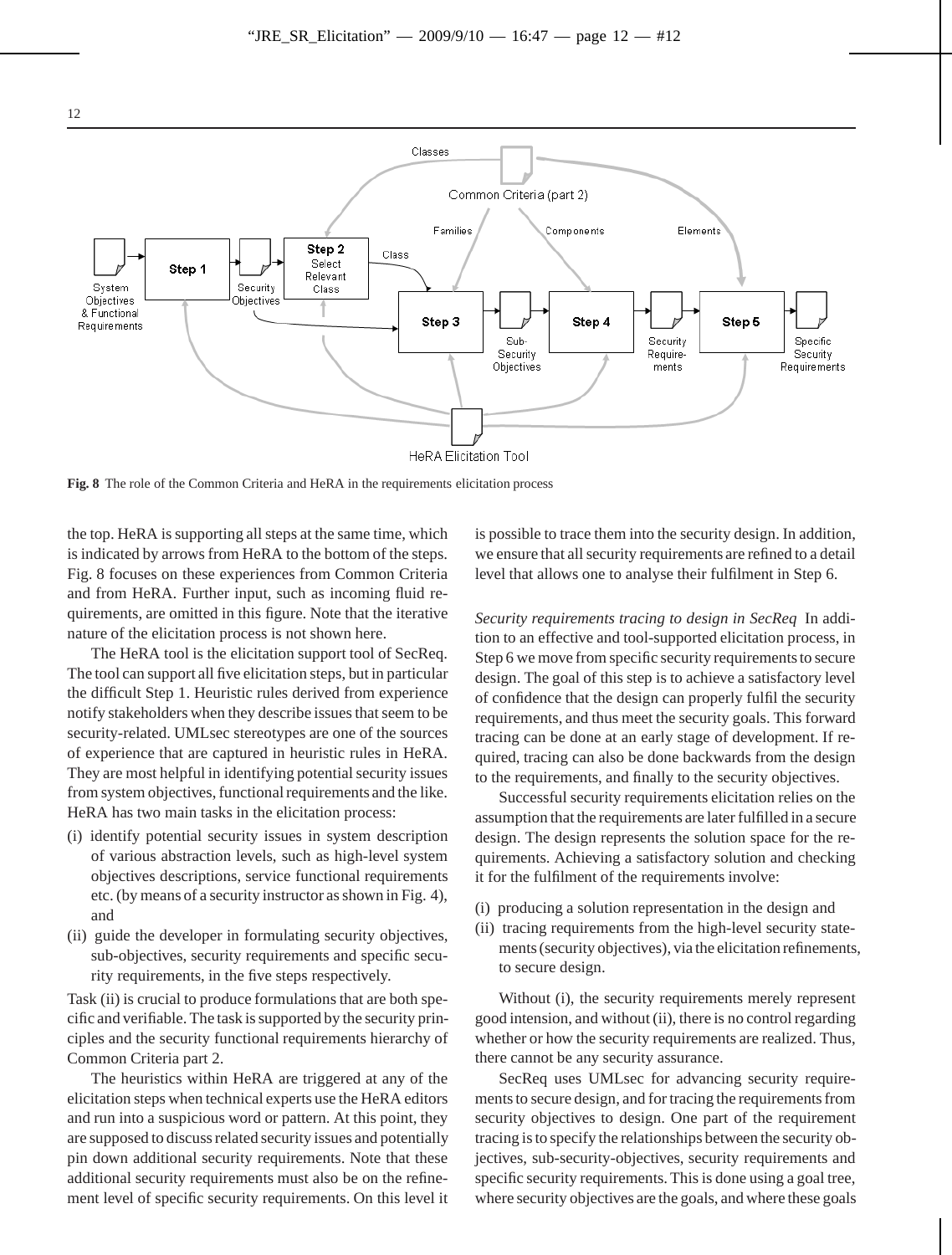Classes

Common Criteria (part 2)

Families

Components

Elements

System Objectives & Functional Requirements

Step 1

Security Objectives

Step 2 Select Relevant Class

Class

Step 3

Sub-Security Objectives

Step 4

Security Require-ments

Step 5

Specific Security Requirements

HeRA Elicitation Tool

**Fig. 8** The role of the Common Criteria and HeRA in the requirements elicitation process

the top. HeRA is supporting all steps at the same time, which is indicated by arrows from HeRA to the bottom of the steps. Fig. 8 focuses on these experiences from Common Criteria and from HeRA. Further input, such as incoming fluid requirements, are omitted in this figure. Note that the iterative nature of the elicitation process is not shown here.

The HeRA tool is the elicitation support tool of SecReq. The tool can support all five elicitation steps, but in particular the difficult Step 1. Heuristic rules derived from experience notify stakeholders when they describe issues that seem to be security-related. UMLsec stereotypes are one of the sources of experience that are captured in heuristic rules in HeRA. They are most helpful in identifying potential security issues from system objectives, functional requirements and the like. HeRA has two main tasks in the elicitation process:

(i) identify potential security issues in system description of various abstraction levels, such as high-level system objectives descriptions, service functional requirements etc. (by means of a security instructor as shown in Fig. 4), and
(ii) guide the developer in formulating security objectives, sub-objectives, security requirements and specific security requirements, in the five steps respectively.

Task (ii) is crucial to produce formulations that are both specific and verifiable. The task is supported by the security principles and the security functional requirements hierarchy of Common Criteria part 2.

The heuristics within HeRA are triggered at any of the elicitation steps when technical experts use the HeRA editors and run into a suspicious word or pattern. At this point, they are supposed to discuss related security issues and potentially pin down additional security requirements. Note that these additional security requirements must also be on the refinement level of specific security requirements. On this level it is possible to trace them into the security design. In addition, we ensure that all security requirements are refined to a detail level that allows one to analyse their fulfilment in Step 6.

*Security requirements tracing to design in SecReq* In addition to an effective and tool-supported elicitation process, in Step 6 we move from specific security requirements to secure design. The goal of this step is to achieve a satisfactory level of confidence that the design can properly fulfil the security requirements, and thus meet the security goals. This forward tracing can be done at an early stage of development. If required, tracing can also be done backwards from the design to the requirements, and finally to the security objectives.

Successful security requirements elicitation relies on the assumption that the requirements are later fulfilled in a secure design. The design represents the solution space for the requirements. Achieving a satisfactory solution and checking it for the fulfilment of the requirements involve:

(i) producing a solution representation in the design and
(ii) tracing requirements from the high-level security statements (security objectives), via the elicitation refinements, to secure design.

Without (i), the security requirements merely represent good intension, and without (ii), there is no control regarding whether or how the security requirements are realized. Thus, there cannot be any security assurance.

SecReq uses UMLsec for advancing security requirements to secure design, and for tracing the requirements from security objectives to design. One part of the requirement tracing is to specify the relationships between the security objectives, sub-security-objectives, security requirements and specific security requirements. This is done using a goal tree, where security objectives are the goals, and where these goals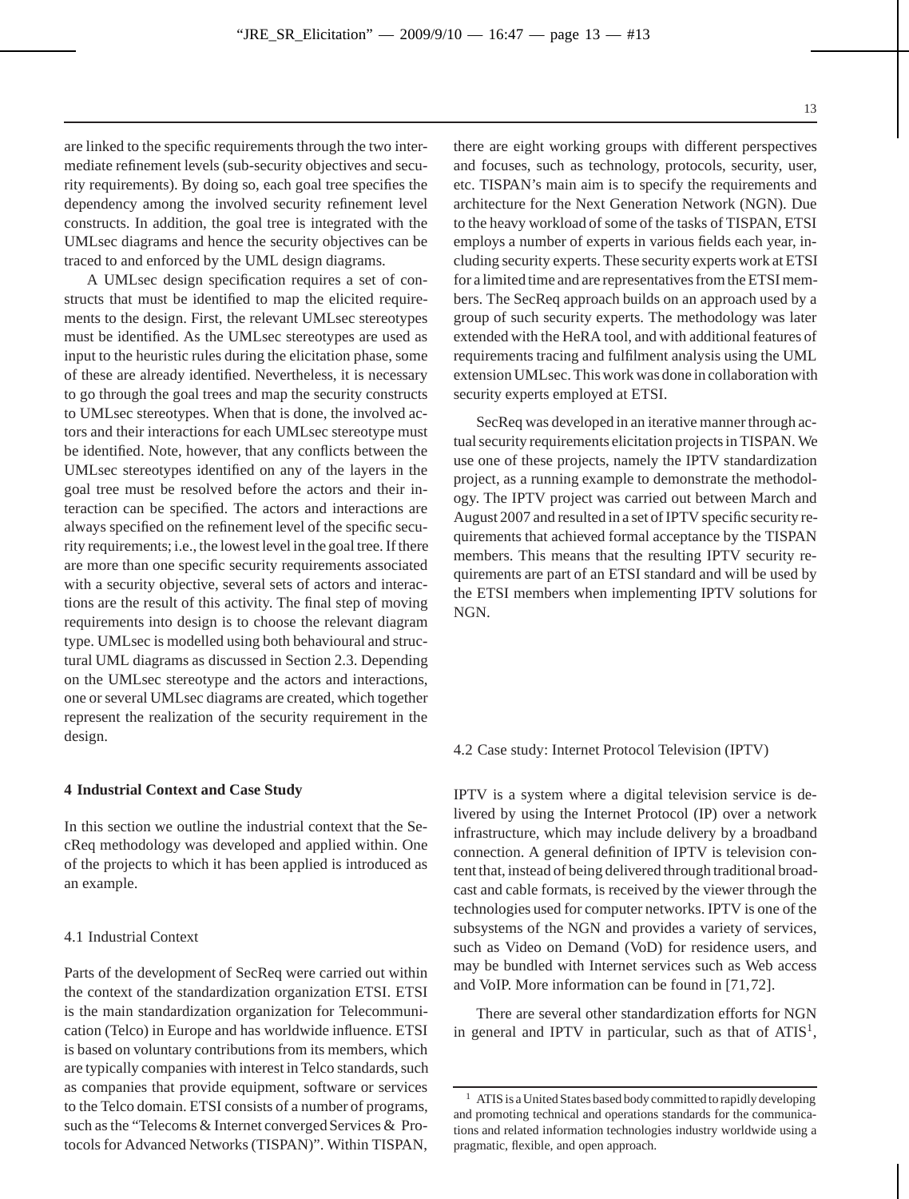are linked to the specific requirements through the two intermediate refinement levels (sub-security objectives and security requirements). By doing so, each goal tree specifies the dependency among the involved security refinement level constructs. In addition, the goal tree is integrated with the UMLsec diagrams and hence the security objectives can be traced to and enforced by the UML design diagrams.

A UMLsec design specification requires a set of constructs that must be identified to map the elicited requirements to the design. First, the relevant UMLsec stereotypes must be identified. As the UMLsec stereotypes are used as input to the heuristic rules during the elicitation phase, some of these are already identified. Nevertheless, it is necessary to go through the goal trees and map the security constructs to UMLsec stereotypes. When that is done, the involved actors and their interactions for each UMLsec stereotype must be identified. Note, however, that any conflicts between the UMLsec stereotypes identified on any of the layers in the goal tree must be resolved before the actors and their interaction can be specified. The actors and interactions are always specified on the refinement level of the specific security requirements; i.e., the lowest level in the goal tree. If there are more than one specific security requirements associated with a security objective, several sets of actors and interactions are the result of this activity. The final step of moving requirements into design is to choose the relevant diagram type. UMLsec is modelled using both behavioural and structural UML diagrams as discussed in Section 2.3. Depending on the UMLsec stereotype and the actors and interactions, one or several UMLsec diagrams are created, which together represent the realization of the security requirement in the design.

## 4 Industrial Context and Case Study

In this section we outline the industrial context that the SecReq methodology was developed and applied within. One of the projects to which it has been applied is introduced as an example.

### 4.1 Industrial Context

Parts of the development of SecReq were carried out within the context of the standardization organization ETSI. ETSI is the main standardization organization for Telecommunication (Telco) in Europe and has worldwide influence. ETSI is based on voluntary contributions from its members, which are typically companies with interest in Telco standards, such as companies that provide equipment, software or services to the Telco domain. ETSI consists of a number of programs, such as the "Telecoms & Internet converged Services & Protocols for Advanced Networks (TISPAN)". Within TISPAN, there are eight working groups with different perspectives and focuses, such as technology, protocols, security, user, etc. TISPAN's main aim is to specify the requirements and architecture for the Next Generation Network (NGN). Due to the heavy workload of some of the tasks of TISPAN, ETSI employs a number of experts in various fields each year, including security experts. These security experts work at ETSI for a limited time and are representatives from the ETSI members. The SecReq approach builds on an approach used by a group of such security experts. The methodology was later extended with the HeRA tool, and with additional features of requirements tracing and fulfilment analysis using the UML extension UMLsec. This work was done in collaboration with security experts employed at ETSI.

SecReq was developed in an iterative manner through actual security requirements elicitation projects in TISPAN. We use one of these projects, namely the IPTV standardization project, as a running example to demonstrate the methodology. The IPTV project was carried out between March and August 2007 and resulted in a set of IPTV specific security requirements that achieved formal acceptance by the TISPAN members. This means that the resulting IPTV security requirements are part of an ETSI standard and will be used by the ETSI members when implementing IPTV solutions for NGN.

### 4.2 Case study: Internet Protocol Television (IPTV)

IPTV is a system where a digital television service is delivered by using the Internet Protocol (IP) over a network infrastructure, which may include delivery by a broadband connection. A general definition of IPTV is television content that, instead of being delivered through traditional broadcast and cable formats, is received by the viewer through the technologies used for computer networks. IPTV is one of the subsystems of the NGN and provides a variety of services, such as Video on Demand (VoD) for residence users, and may be bundled with Internet services such as Web access and VoIP. More information can be found in [71,72].

There are several other standardization efforts for NGN in general and IPTV in particular, such as that of ATIS[1],

[1] ATIS is a United States based body committed to rapidly developing and promoting technical and operations standards for the communications and related information technologies industry worldwide using a pragmatic, flexible, and open approach.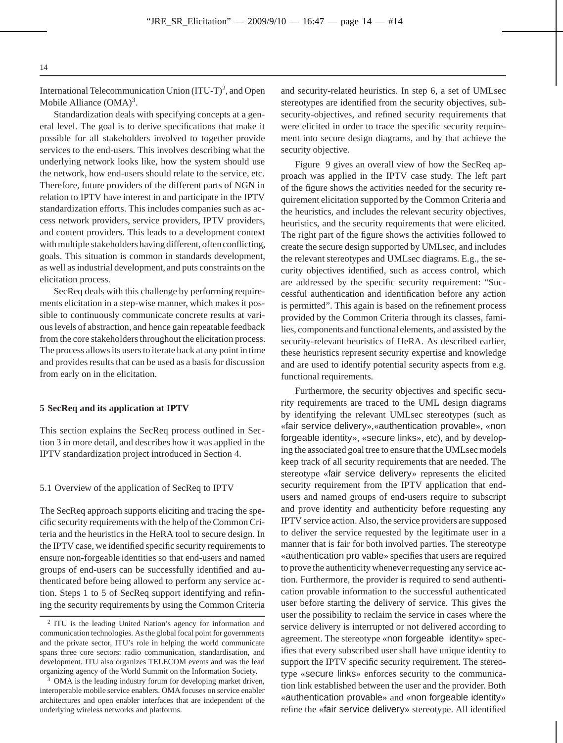International Telecommunication Union (ITU-T)[2], and Open Mobile Alliance (OMA)[3].

Standardization deals with specifying concepts at a general level. The goal is to derive specifications that make it possible for all stakeholders involved to together provide services to the end-users. This involves describing what the underlying network looks like, how the system should use the network, how end-users should relate to the service, etc. Therefore, future providers of the different parts of NGN in relation to IPTV have interest in and participate in the IPTV standardization efforts. This includes companies such as access network providers, service providers, IPTV providers, and content providers. This leads to a development context with multiple stakeholders having different, often conflicting, goals. This situation is common in standards development, as well as industrial development, and puts constraints on the elicitation process.

SecReq deals with this challenge by performing requirements elicitation in a step-wise manner, which makes it possible to continuously communicate concrete results at various levels of abstraction, and hence gain repeatable feedback from the core stakeholders throughout the elicitation process. The process allows its users to iterate back at any point in time and provides results that can be used as a basis for discussion from early on in the elicitation.

## 5 SecReq and its application at IPTV

This section explains the SecReq process outlined in Section 3 in more detail, and describes how it was applied in the IPTV standardization project introduced in Section 4.

### 5.1 Overview of the application of SecReq to IPTV

The SecReq approach supports eliciting and tracing the specific security requirements with the help of the Common Criteria and the heuristics in the HeRA tool to secure design. In the IPTV case, we identified specific security requirements to ensure non-forgeable identities so that end-users and named groups of end-users can be successfully identified and authenticated before being allowed to perform any service action. Steps 1 to 5 of SecReq support identifying and refining the security requirements by using the Common Criteria and security-related heuristics. In step 6, a set of UMLsec stereotypes are identified from the security objectives, sub-security-objectives, and refined security requirements that were elicited in order to trace the specific security requirement into secure design diagrams, and by that achieve the security objective.

Figure 9 gives an overall view of how the SecReq approach was applied in the IPTV case study. The left part of the figure shows the activities needed for the security requirement elicitation supported by the Common Criteria and the heuristics, and includes the relevant security objectives, heuristics, and the security requirements that were elicited. The right part of the figure shows the activities followed to create the secure design supported by UMLsec, and includes the relevant stereotypes and UMLsec diagrams. E.g., the security objectives identified, such as access control, which are addressed by the specific security requirement: "Successful authentication and identification before any action is permitted". This again is based on the refinement process provided by the Common Criteria through its classes, families, components and functional elements, and assisted by the security-relevant heuristics of HeRA. As described earlier, these heuristics represent security expertise and knowledge and are used to identify potential security aspects from e.g. functional requirements.

Furthermore, the security objectives and specific security requirements are traced to the UML design diagrams by identifying the relevant UMLsec stereotypes (such as «fair service delivery»,«authentication provable», «non forgeable identity», «secure links», etc), and by developing the associated goal tree to ensure that the UMLsec models keep track of all security requirements that are needed. The stereotype «fair service delivery» represents the elicited security requirement from the IPTV application that end-users and named groups of end-users require to subscript and prove identity and authenticity before requesting any IPTV service action. Also, the service providers are supposed to deliver the service requested by the legitimate user in a manner that is fair for both involved parties. The stereotype «authentication pro vable» specifies that users are required to prove the authenticity whenever requesting any service action. Furthermore, the provider is required to send authentication provable information to the successful authenticated user before starting the delivery of service. This gives the user the possibility to reclaim the service in cases where the service delivery is interrupted or not delivered according to agreement. The stereotype «non forgeable identity» specifies that every subscribed user shall have unique identity to support the IPTV specific security requirement. The stereotype «secure links» enforces security to the communication link established between the user and the provider. Both «authentication provable» and «non forgeable identity» refine the «fair service delivery» stereotype. All identified

[2] ITU is the leading United Nation's agency for information and communication technologies. As the global focal point for governments and the private sector, ITU's role in helping the world communicate spans three core sectors: radio communication, standardisation, and development. ITU also organizes TELECOM events and was the lead organizing agency of the World Summit on the Information Society.

[3] OMA is the leading industry forum for developing market driven, interoperable mobile service enablers. OMA focuses on service enabler architectures and open enabler interfaces that are independent of the underlying wireless networks and platforms.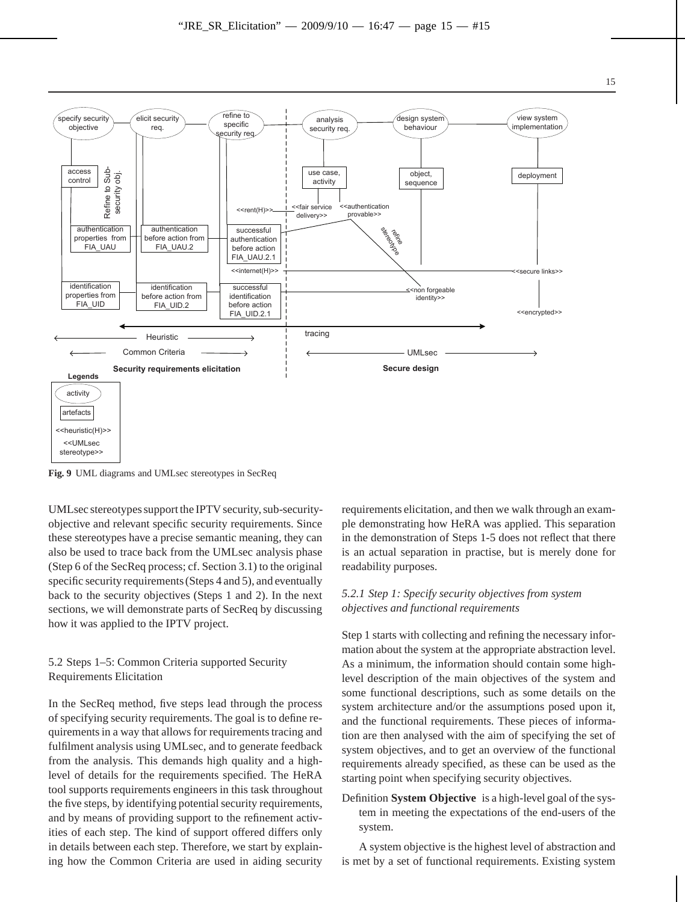**Fig. 9** UML diagrams and UMLsec stereotypes in SecReq

UMLsec stereotypes support the IPTV security, sub-security-objective and relevant specific security requirements. Since these stereotypes have a precise semantic meaning, they can also be used to trace back from the UMLsec analysis phase (Step 6 of the SecReq process; cf. Section 3.1) to the original specific security requirements (Steps 4 and 5), and eventually back to the security objectives (Steps 1 and 2). In the next sections, we will demonstrate parts of SecReq by discussing how it was applied to the IPTV project.

## 5.2 Steps 1–5: Common Criteria supported Security Requirements Elicitation

In the SecReq method, five steps lead through the process of specifying security requirements. The goal is to define requirements in a way that allows for requirements tracing and fulfilment analysis using UMLsec, and to generate feedback from the analysis. This demands high quality and a high-level of details for the requirements specified. The HeRA tool supports requirements engineers in this task throughout the five steps, by identifying potential security requirements, and by means of providing support to the refinement activities of each step. The kind of support offered differs only in details between each step. Therefore, we start by explaining how the Common Criteria are used in aiding security requirements elicitation, and then we walk through an example demonstrating how HeRA was applied. This separation in the demonstration of Steps 1-5 does not reflect that there is an actual separation in practise, but is merely done for readability purposes.

### *5.2.1 Step 1: Specify security objectives from system objectives and functional requirements*

Step 1 starts with collecting and refining the necessary information about the system at the appropriate abstraction level. As a minimum, the information should contain some high-level description of the main objectives of the system and some functional descriptions, such as some details on the system architecture and/or the assumptions posed upon it, and the functional requirements. These pieces of information are then analysed with the aim of specifying the set of system objectives, and to get an overview of the functional requirements already specified, as these can be used as the starting point when specifying security objectives.

Definition **System Objective** is a high-level goal of the system in meeting the expectations of the end-users of the system.

A system objective is the highest level of abstraction and is met by a set of functional requirements. Existing system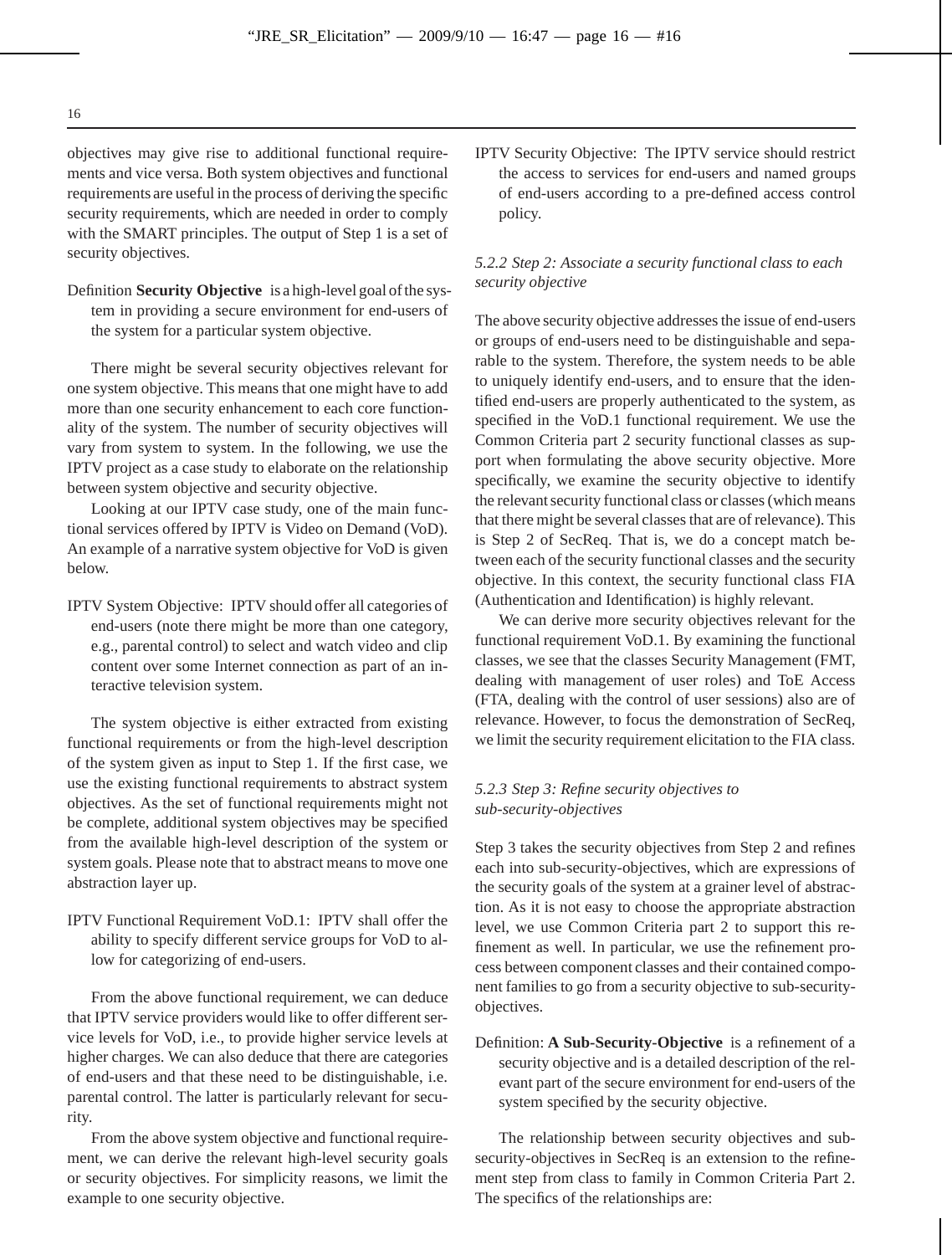objectives may give rise to additional functional requirements and vice versa. Both system objectives and functional requirements are useful in the process of deriving the specific security requirements, which are needed in order to comply with the SMART principles. The output of Step 1 is a set of security objectives.

Definition **Security Objective** is a high-level goal of the system in providing a secure environment for end-users of the system for a particular system objective.

There might be several security objectives relevant for one system objective. This means that one might have to add more than one security enhancement to each core functionality of the system. The number of security objectives will vary from system to system. In the following, we use the IPTV project as a case study to elaborate on the relationship between system objective and security objective.

Looking at our IPTV case study, one of the main functional services offered by IPTV is Video on Demand (VoD). An example of a narrative system objective for VoD is given below.

IPTV System Objective: IPTV should offer all categories of end-users (note there might be more than one category, e.g., parental control) to select and watch video and clip content over some Internet connection as part of an interactive television system.

The system objective is either extracted from existing functional requirements or from the high-level description of the system given as input to Step 1. If the first case, we use the existing functional requirements to abstract system objectives. As the set of functional requirements might not be complete, additional system objectives may be specified from the available high-level description of the system or system goals. Please note that to abstract means to move one abstraction layer up.

IPTV Functional Requirement VoD.1: IPTV shall offer the ability to specify different service groups for VoD to allow for categorizing of end-users.

From the above functional requirement, we can deduce that IPTV service providers would like to offer different service levels for VoD, i.e., to provide higher service levels at higher charges. We can also deduce that there are categories of end-users and that these need to be distinguishable, i.e. parental control. The latter is particularly relevant for security.

From the above system objective and functional requirement, we can derive the relevant high-level security goals or security objectives. For simplicity reasons, we limit the example to one security objective.

IPTV Security Objective: The IPTV service should restrict the access to services for end-users and named groups of end-users according to a pre-defined access control policy.

#### *5.2.2 Step 2: Associate a security functional class to each security objective*

The above security objective addresses the issue of end-users or groups of end-users need to be distinguishable and separable to the system. Therefore, the system needs to be able to uniquely identify end-users, and to ensure that the identified end-users are properly authenticated to the system, as specified in the VoD.1 functional requirement. We use the Common Criteria part 2 security functional classes as support when formulating the above security objective. More specifically, we examine the security objective to identify the relevant security functional class or classes (which means that there might be several classes that are of relevance). This is Step 2 of SecReq. That is, we do a concept match between each of the security functional classes and the security objective. In this context, the security functional class FIA (Authentication and Identification) is highly relevant.

We can derive more security objectives relevant for the functional requirement VoD.1. By examining the functional classes, we see that the classes Security Management (FMT, dealing with management of user roles) and ToE Access (FTA, dealing with the control of user sessions) also are of relevance. However, to focus the demonstration of SecReq, we limit the security requirement elicitation to the FIA class.

#### *5.2.3 Step 3: Refine security objectives to sub-security-objectives*

Step 3 takes the security objectives from Step 2 and refines each into sub-security-objectives, which are expressions of the security goals of the system at a grainer level of abstraction. As it is not easy to choose the appropriate abstraction level, we use Common Criteria part 2 to support this refinement as well. In particular, we use the refinement process between component classes and their contained component families to go from a security objective to sub-security-objectives.

Definition: **A Sub-Security-Objective** is a refinement of a security objective and is a detailed description of the relevant part of the secure environment for end-users of the system specified by the security objective.

The relationship between security objectives and sub-security-objectives in SecReq is an extension to the refinement step from class to family in Common Criteria Part 2. The specifics of the relationships are: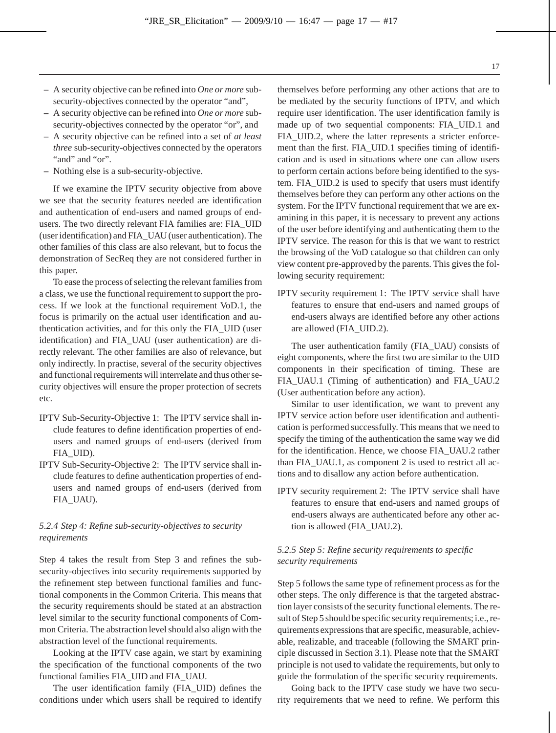– A security objective can be refined into *One or more* sub-security-objectives connected by the operator "and",
– A security objective can be refined into *One or more* sub-security-objectives connected by the operator "or", and
– A security objective can be refined into a set of *at least three* sub-security-objectives connected by the operators "and" and "or".
– Nothing else is a sub-security-objective.

If we examine the IPTV security objective from above we see that the security features needed are identification and authentication of end-users and named groups of end-users. The two directly relevant FIA families are: FIA_UID (user identification) and FIA_UAU (user authentication). The other families of this class are also relevant, but to focus the demonstration of SecReq they are not considered further in this paper.

To ease the process of selecting the relevant families from a class, we use the functional requirement to support the process. If we look at the functional requirement VoD.1, the focus is primarily on the actual user identification and authentication activities, and for this only the FIA_UID (user identification) and FIA_UAU (user authentication) are directly relevant. The other families are also of relevance, but only indirectly. In practise, several of the security objectives and functional requirements will interrelate and thus other security objectives will ensure the proper protection of secrets etc.

IPTV Sub-Security-Objective 1: The IPTV service shall include features to define identification properties of end-users and named groups of end-users (derived from FIA_UID).

IPTV Sub-Security-Objective 2: The IPTV service shall include features to define authentication properties of end-users and named groups of end-users (derived from FIA_UAU).

### *5.2.4 Step 4: Refine sub-security-objectives to security requirements*

Step 4 takes the result from Step 3 and refines the sub-security-objectives into security requirements supported by the refinement step between functional families and functional components in the Common Criteria. This means that the security requirements should be stated at an abstraction level similar to the security functional components of Common Criteria. The abstraction level should also align with the abstraction level of the functional requirements.

Looking at the IPTV case again, we start by examining the specification of the functional components of the two functional families FIA_UID and FIA_UAU.

The user identification family (FIA_UID) defines the conditions under which users shall be required to identify themselves before performing any other actions that are to be mediated by the security functions of IPTV, and which require user identification. The user identification family is made up of two sequential components: FIA_UID.1 and FIA_UID.2, where the latter represents a stricter enforcement than the first. FIA_UID.1 specifies timing of identification and is used in situations where one can allow users to perform certain actions before being identified to the system. FIA_UID.2 is used to specify that users must identify themselves before they can perform any other actions on the system. For the IPTV functional requirement that we are examining in this paper, it is necessary to prevent any actions of the user before identifying and authenticating them to the IPTV service. The reason for this is that we want to restrict the browsing of the VoD catalogue so that children can only view content pre-approved by the parents. This gives the following security requirement:

IPTV security requirement 1: The IPTV service shall have features to ensure that end-users and named groups of end-users always are identified before any other actions are allowed (FIA_UID.2).

The user authentication family (FIA_UAU) consists of eight components, where the first two are similar to the UID components in their specification of timing. These are FIA_UAU.1 (Timing of authentication) and FIA_UAU.2 (User authentication before any action).

Similar to user identification, we want to prevent any IPTV service action before user identification and authentication is performed successfully. This means that we need to specify the timing of the authentication the same way we did for the identification. Hence, we choose FIA_UAU.2 rather than FIA_UAU.1, as component 2 is used to restrict all actions and to disallow any action before authentication.

IPTV security requirement 2: The IPTV service shall have features to ensure that end-users and named groups of end-users always are authenticated before any other action is allowed (FIA_UAU.2).

### *5.2.5 Step 5: Refine security requirements to specific security requirements*

Step 5 follows the same type of refinement process as for the other steps. The only difference is that the targeted abstraction layer consists of the security functional elements. The result of Step 5 should be specific security requirements; i.e., requirements expressions that are specific, measurable, achievable, realizable, and traceable (following the SMART principle discussed in Section 3.1). Please note that the SMART principle is not used to validate the requirements, but only to guide the formulation of the specific security requirements.

Going back to the IPTV case study we have two security requirements that we need to refine. We perform this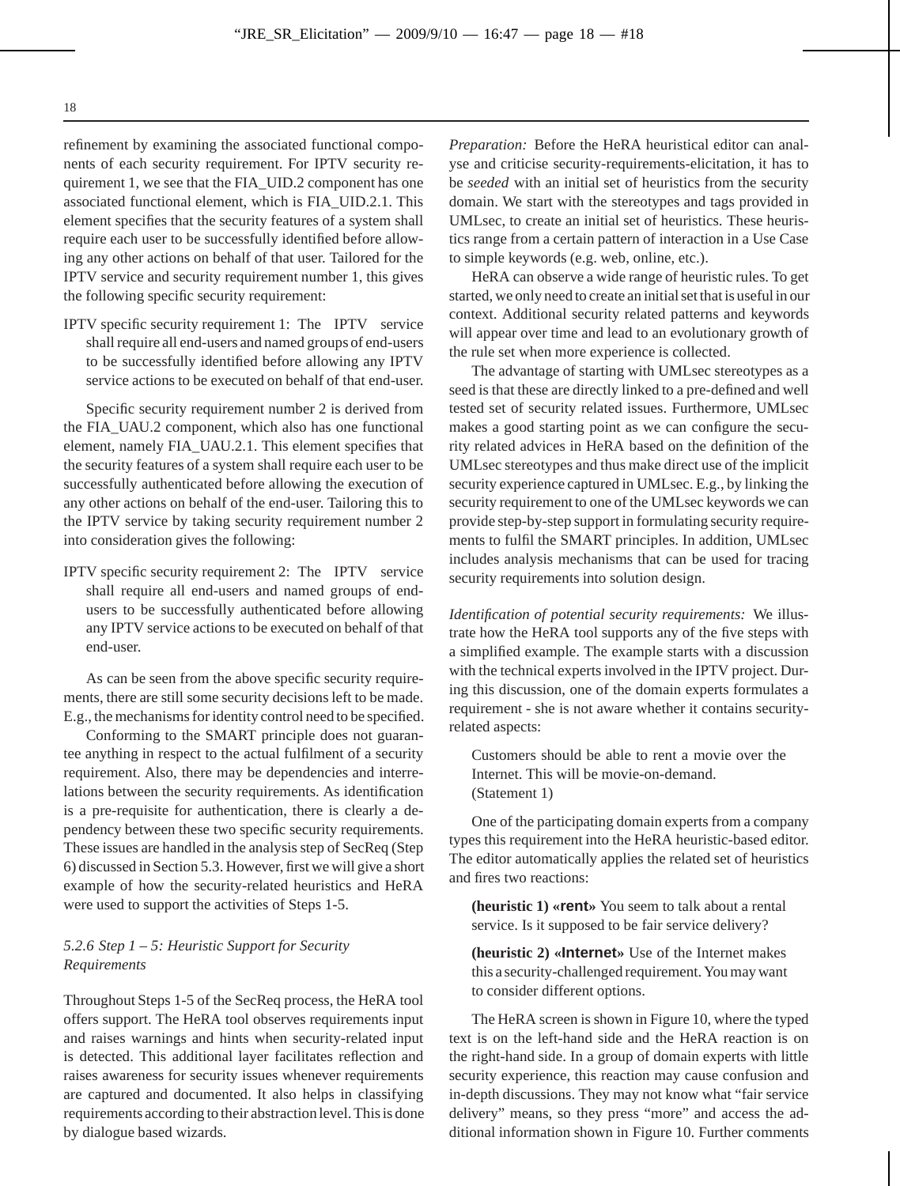refinement by examining the associated functional components of each security requirement. For IPTV security requirement 1, we see that the FIA_UID.2 component has one associated functional element, which is FIA_UID.2.1. This element specifies that the security features of a system shall require each user to be successfully identified before allowing any other actions on behalf of that user. Tailored for the IPTV service and security requirement number 1, this gives the following specific security requirement:

IPTV specific security requirement 1: The IPTV service shall require all end-users and named groups of end-users to be successfully identified before allowing any IPTV service actions to be executed on behalf of that end-user.

Specific security requirement number 2 is derived from the FIA_UAU.2 component, which also has one functional element, namely FIA_UAU.2.1. This element specifies that the security features of a system shall require each user to be successfully authenticated before allowing the execution of any other actions on behalf of the end-user. Tailoring this to the IPTV service by taking security requirement number 2 into consideration gives the following:

IPTV specific security requirement 2: The IPTV service shall require all end-users and named groups of end-users to be successfully authenticated before allowing any IPTV service actions to be executed on behalf of that end-user.

As can be seen from the above specific security requirements, there are still some security decisions left to be made. E.g., the mechanisms for identity control need to be specified.

Conforming to the SMART principle does not guarantee anything in respect to the actual fulfilment of a security requirement. Also, there may be dependencies and interrelations between the security requirements. As identification is a pre-requisite for authentication, there is clearly a dependency between these two specific security requirements. These issues are handled in the analysis step of SecReq (Step 6) discussed in Section 5.3. However, first we will give a short example of how the security-related heuristics and HeRA were used to support the activities of Steps 1-5.

### *5.2.6 Step 1 – 5: Heuristic Support for Security Requirements*

Throughout Steps 1-5 of the SecReq process, the HeRA tool offers support. The HeRA tool observes requirements input and raises warnings and hints when security-related input is detected. This additional layer facilitates reflection and raises awareness for security issues whenever requirements are captured and documented. It also helps in classifying requirements according to their abstraction level. This is done by dialogue based wizards.

*Preparation:* Before the HeRA heuristical editor can analyse and criticise security-requirements-elicitation, it has to be *seeded* with an initial set of heuristics from the security domain. We start with the stereotypes and tags provided in UMLsec, to create an initial set of heuristics. These heuristics range from a certain pattern of interaction in a Use Case to simple keywords (e.g. web, online, etc.).

HeRA can observe a wide range of heuristic rules. To get started, we only need to create an initial set that is useful in our context. Additional security related patterns and keywords will appear over time and lead to an evolutionary growth of the rule set when more experience is collected.

The advantage of starting with UMLsec stereotypes as a seed is that these are directly linked to a pre-defined and well tested set of security related issues. Furthermore, UMLsec makes a good starting point as we can configure the security related advices in HeRA based on the definition of the UMLsec stereotypes and thus make direct use of the implicit security experience captured in UMLsec. E.g., by linking the security requirement to one of the UMLsec keywords we can provide step-by-step support in formulating security requirements to fulfil the SMART principles. In addition, UMLsec includes analysis mechanisms that can be used for tracing security requirements into solution design.

*Identification of potential security requirements:* We illustrate how the HeRA tool supports any of the five steps with a simplified example. The example starts with a discussion with the technical experts involved in the IPTV project. During this discussion, one of the domain experts formulates a requirement - she is not aware whether it contains security-related aspects:

> Customers should be able to rent a movie over the Internet. This will be movie-on-demand.
> (Statement 1)

One of the participating domain experts from a company types this requirement into the HeRA heuristic-based editor. The editor automatically applies the related set of heuristics and fires two reactions:

> **(heuristic 1) «rent»** You seem to talk about a rental service. Is it supposed to be fair service delivery?
>
> **(heuristic 2) «Internet»** Use of the Internet makes this a security-challenged requirement. You may want to consider different options.

The HeRA screen is shown in Figure 10, where the typed text is on the left-hand side and the HeRA reaction is on the right-hand side. In a group of domain experts with little security experience, this reaction may cause confusion and in-depth discussions. They may not know what "fair service delivery" means, so they press "more" and access the additional information shown in Figure 10. Further comments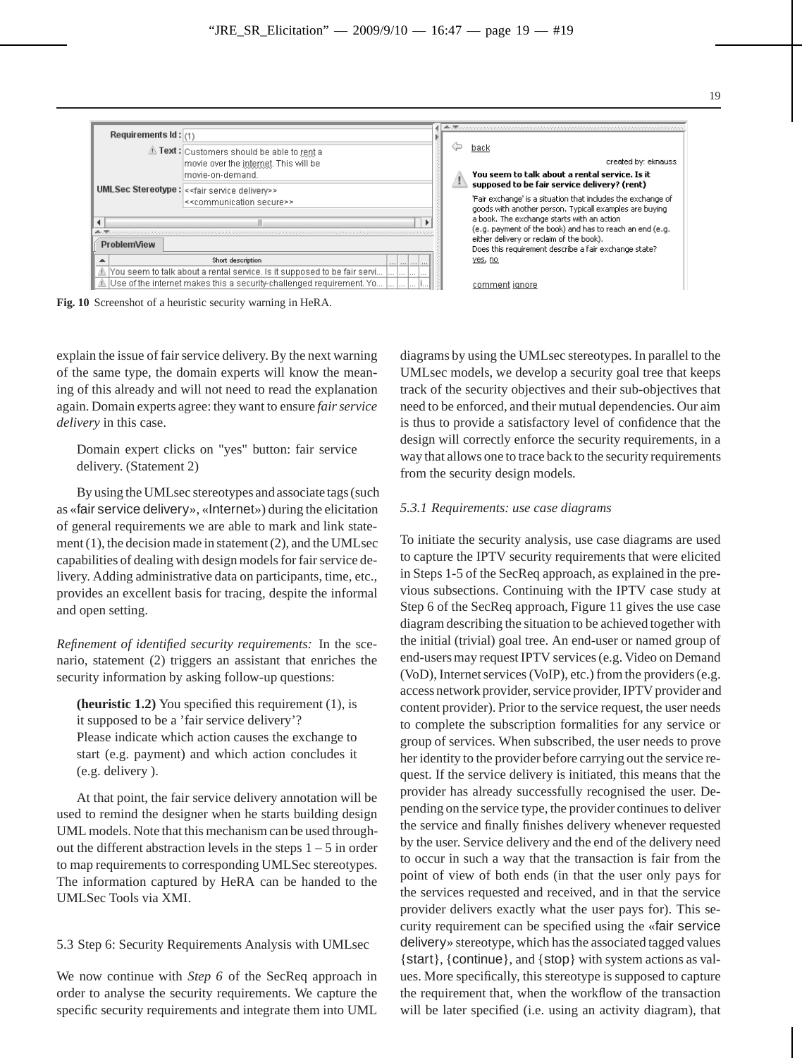Fig. 10 Screenshot of a heuristic security warning in HeRA.

explain the issue of fair service delivery. By the next warning of the same type, the domain experts will know the meaning of this already and will not need to read the explanation again. Domain experts agree: they want to ensure *fair service delivery* in this case.

> Domain expert clicks on "yes" button: fair service delivery. (Statement 2)

By using the UMLsec stereotypes and associate tags (such as «fair service delivery», «Internet») during the elicitation of general requirements we are able to mark and link statement (1), the decision made in statement (2), and the UMLsec capabilities of dealing with design models for fair service delivery. Adding administrative data on participants, time, etc., provides an excellent basis for tracing, despite the informal and open setting.

*Refinement of identified security requirements:* In the scenario, statement (2) triggers an assistant that enriches the security information by asking follow-up questions:

> **(heuristic 1.2)** You specified this requirement (1), is it supposed to be a 'fair service delivery'?
> Please indicate which action causes the exchange to start (e.g. payment) and which action concludes it (e.g. delivery ).

At that point, the fair service delivery annotation will be used to remind the designer when he starts building design UML models. Note that this mechanism can be used throughout the different abstraction levels in the steps 1 – 5 in order to map requirements to corresponding UMLSec stereotypes. The information captured by HeRA can be handed to the UMLSec Tools via XMI.

## 5.3 Step 6: Security Requirements Analysis with UMLsec

We now continue with *Step 6* of the SecReq approach in order to analyse the security requirements. We capture the specific security requirements and integrate them into UML diagrams by using the UMLsec stereotypes. In parallel to the UMLsec models, we develop a security goal tree that keeps track of the security objectives and their sub-objectives that need to be enforced, and their mutual dependencies. Our aim is thus to provide a satisfactory level of confidence that the design will correctly enforce the security requirements, in a way that allows one to trace back to the security requirements from the security design models.

### *5.3.1 Requirements: use case diagrams*

To initiate the security analysis, use case diagrams are used to capture the IPTV security requirements that were elicited in Steps 1-5 of the SecReq approach, as explained in the previous subsections. Continuing with the IPTV case study at Step 6 of the SecReq approach, Figure 11 gives the use case diagram describing the situation to be achieved together with the initial (trivial) goal tree. An end-user or named group of end-users may request IPTV services (e.g. Video on Demand (VoD), Internet services (VoIP), etc.) from the providers (e.g. access network provider, service provider, IPTV provider and content provider). Prior to the service request, the user needs to complete the subscription formalities for any service or group of services. When subscribed, the user needs to prove her identity to the provider before carrying out the service request. If the service delivery is initiated, this means that the provider has already successfully recognised the user. Depending on the service type, the provider continues to deliver the service and finally finishes delivery whenever requested by the user. Service delivery and the end of the delivery need to occur in such a way that the transaction is fair from the point of view of both ends (in that the user only pays for the services requested and received, and in that the service provider delivers exactly what the user pays for). This security requirement can be specified using the «fair service delivery» stereotype, which has the associated tagged values {start}, {continue}, and {stop} with system actions as values. More specifically, this stereotype is supposed to capture the requirement that, when the workflow of the transaction will be later specified (i.e. using an activity diagram), that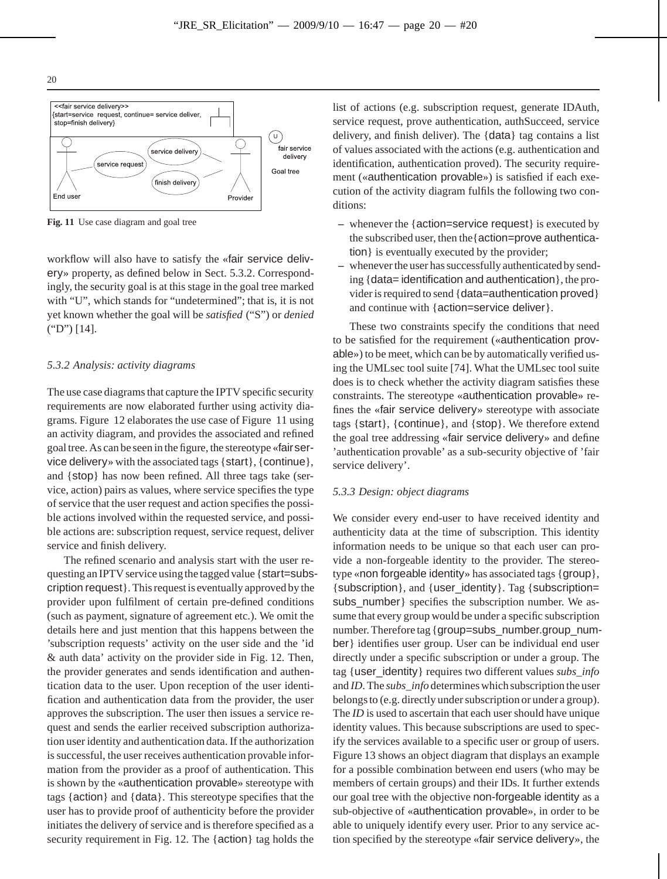Fig. 11 Use case diagram and goal tree

workflow will also have to satisfy the «fair service delivery» property, as defined below in Sect. 5.3.2. Correspondingly, the security goal is at this stage in the goal tree marked with "U", which stands for "undetermined"; that is, it is not yet known whether the goal will be *satisfied* ("S") or *denied* ("D") [14].

### 5.3.2 Analysis: activity diagrams

The use case diagrams that capture the IPTV specific security requirements are now elaborated further using activity diagrams. Figure 12 elaborates the use case of Figure 11 using an activity diagram, and provides the associated and refined goal tree. As can be seen in the figure, the stereotype «fair service delivery» with the associated tags {start}, {continue}, and {stop} has now been refined. All three tags take (service, action) pairs as values, where service specifies the type of service that the user request and action specifies the possible actions involved within the requested service, and possible actions are: subscription request, service request, deliver service and finish delivery.

The refined scenario and analysis start with the user requesting an IPTV service using the tagged value {start=subscription request}. This request is eventually approved by the provider upon fulfilment of certain pre-defined conditions (such as payment, signature of agreement etc.). We omit the details here and just mention that this happens between the 'subscription requests' activity on the user side and the 'id & auth data' activity on the provider side in Fig. 12. Then, the provider generates and sends identification and authentication data to the user. Upon reception of the user identification and authentication data from the provider, the user approves the subscription. The user then issues a service request and sends the earlier received subscription authorization user identity and authentication data. If the authorization is successful, the user receives authentication provable information from the provider as a proof of authentication. This is shown by the «authentication provable» stereotype with tags {action} and {data}. This stereotype specifies that the user has to provide proof of authenticity before the provider initiates the delivery of service and is therefore specified as a security requirement in Fig. 12. The {action} tag holds the list of actions (e.g. subscription request, generate IDAuth, service request, prove authentication, authSucceed, service delivery, and finish deliver). The {data} tag contains a list of values associated with the actions (e.g. authentication and identification, authentication proved). The security requirement («authentication provable») is satisfied if each execution of the activity diagram fulfils the following two conditions:

- whenever the {action=service request} is executed by the subscribed user, then the{action=prove authentication} is eventually executed by the provider;
- whenever the user has successfully authenticated by sending {data= identification and authentication}, the provider is required to send {data=authentication proved} and continue with {action=service deliver}.

These two constraints specify the conditions that need to be satisfied for the requirement («authentication provable») to be meet, which can be by automatically verified using the UMLsec tool suite [74]. What the UMLsec tool suite does is to check whether the activity diagram satisfies these constraints. The stereotype «authentication provable» refines the «fair service delivery» stereotype with associate tags {start}, {continue}, and {stop}. We therefore extend the goal tree addressing «fair service delivery» and define 'authentication provable' as a sub-security objective of 'fair service delivery'.

### 5.3.3 Design: object diagrams

We consider every end-user to have received identity and authenticity data at the time of subscription. This identity information needs to be unique so that each user can provide a non-forgeable identity to the provider. The stereotype «non forgeable identity» has associated tags {group}, {subscription}, and {user_identity}. Tag {subscription= subs_number} specifies the subscription number. We assume that every group would be under a specific subscription number. Therefore tag {group=subs_number.group_number} identifies user group. User can be individual end user directly under a specific subscription or under a group. The tag {user_identity} requires two different values *subs_info* and *ID*. The *subs_info* determines which subscription the user belongs to (e.g. directly under subscription or under a group). The *ID* is used to ascertain that each user should have unique identity values. This because subscriptions are used to specify the services available to a specific user or group of users. Figure 13 shows an object diagram that displays an example for a possible combination between end users (who may be members of certain groups) and their IDs. It further extends our goal tree with the objective non-forgeable identity as a sub-objective of «authentication provable», in order to be able to uniquely identify every user. Prior to any service action specified by the stereotype «fair service delivery», the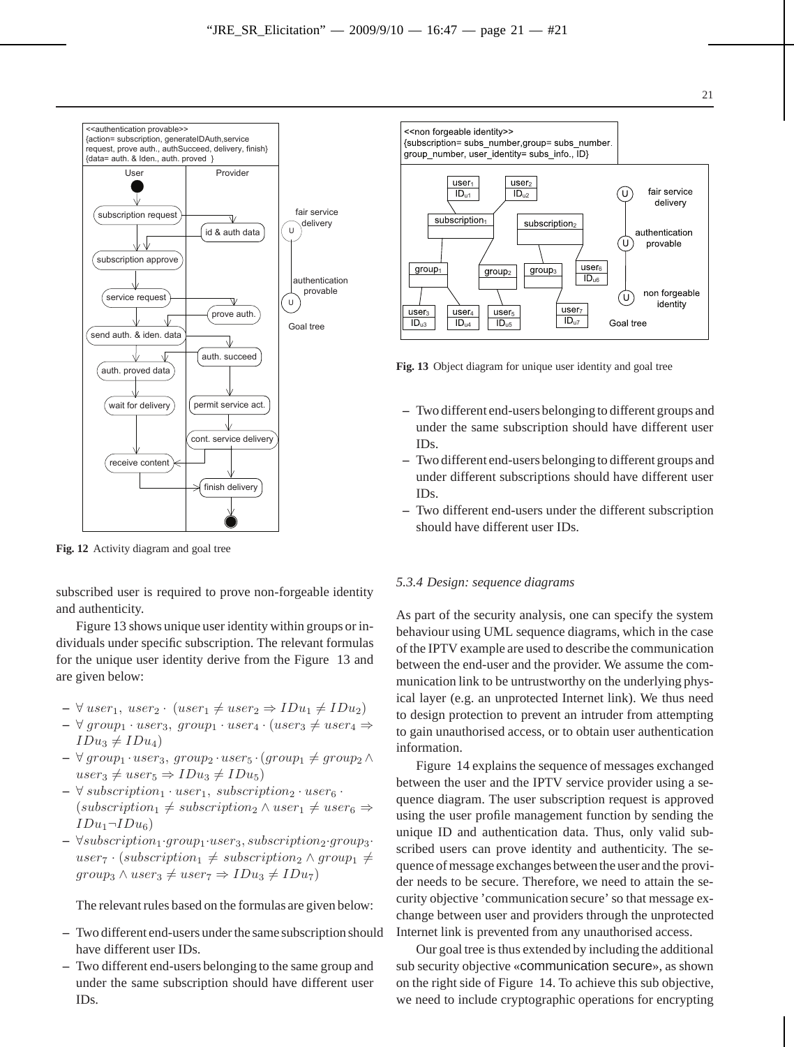Fig. 12 Activity diagram and goal tree

Fig. 13 Object diagram for unique user identity and goal tree

subscribed user is required to prove non-forgeable identity and authenticity.

Figure 13 shows unique user identity within groups or individuals under specific subscription. The relevant formulas for the unique user identity derive from the Figure 13 and are given below:

- $\forall\, user_1,\ user_2 \cdot\ (user_1 \neq user_2 \Rightarrow IDu_2 \neq IDu_2)$
- $\forall\, group_1 \cdot user_3,\ group_1 \cdot user_4 \cdot (user_3 \neq user_4 \Rightarrow IDu_3 \neq IDu_4)$
- $\forall\, group_1 \cdot user_3,\ group_2 \cdot user_5 \cdot (group_1 \neq group_2 \wedge user_3 \neq user_5 \Rightarrow IDu_3 \neq IDu_5)$
- $\forall\, subscription_1 \cdot user_1,\ subscription_2 \cdot user_6 \cdot (subscription_1 \neq subscription_2 \wedge user_1 \neq user_6 \Rightarrow IDu_1 \neg IDu_6)$
- $\forall subscription_1 \cdot group_1 \cdot user_3, subscription_2 \cdot group_3 \cdot user_7 \cdot (subscription_1 \neq subscription_2 \wedge group_1 \neq group_3 \wedge user_3 \neq user_7 \Rightarrow IDu_3 \neq IDu_7)$

The relevant rules based on the formulas are given below:

- Two different end-users under the same subscription should have different user IDs.
- Two different end-users belonging to the same group and under the same subscription should have different user IDs.
- Two different end-users belonging to different groups and under the same subscription should have different user IDs.
- Two different end-users belonging to different groups and under different subscriptions should have different user IDs.
- Two different end-users under the different subscription should have different user IDs.

#### 5.3.4 Design: sequence diagrams

As part of the security analysis, one can specify the system behaviour using UML sequence diagrams, which in the case of the IPTV example are used to describe the communication between the end-user and the provider. We assume the communication link to be untrustworthy on the underlying physical layer (e.g. an unprotected Internet link). We thus need to design protection to prevent an intruder from attempting to gain unauthorised access, or to obtain user authentication information.

Figure 14 explains the sequence of messages exchanged between the user and the IPTV service provider using a sequence diagram. The user subscription request is approved using the user profile management function by sending the unique ID and authentication data. Thus, only valid subscribed users can prove identity and authenticity. The sequence of message exchanges between the user and the provider needs to be secure. Therefore, we need to attain the security objective 'communication secure' so that message exchange between user and providers through the unprotected Internet link is prevented from any unauthorised access.

Our goal tree is thus extended by including the additional sub security objective «communication secure», as shown on the right side of Figure 14. To achieve this sub objective, we need to include cryptographic operations for encrypting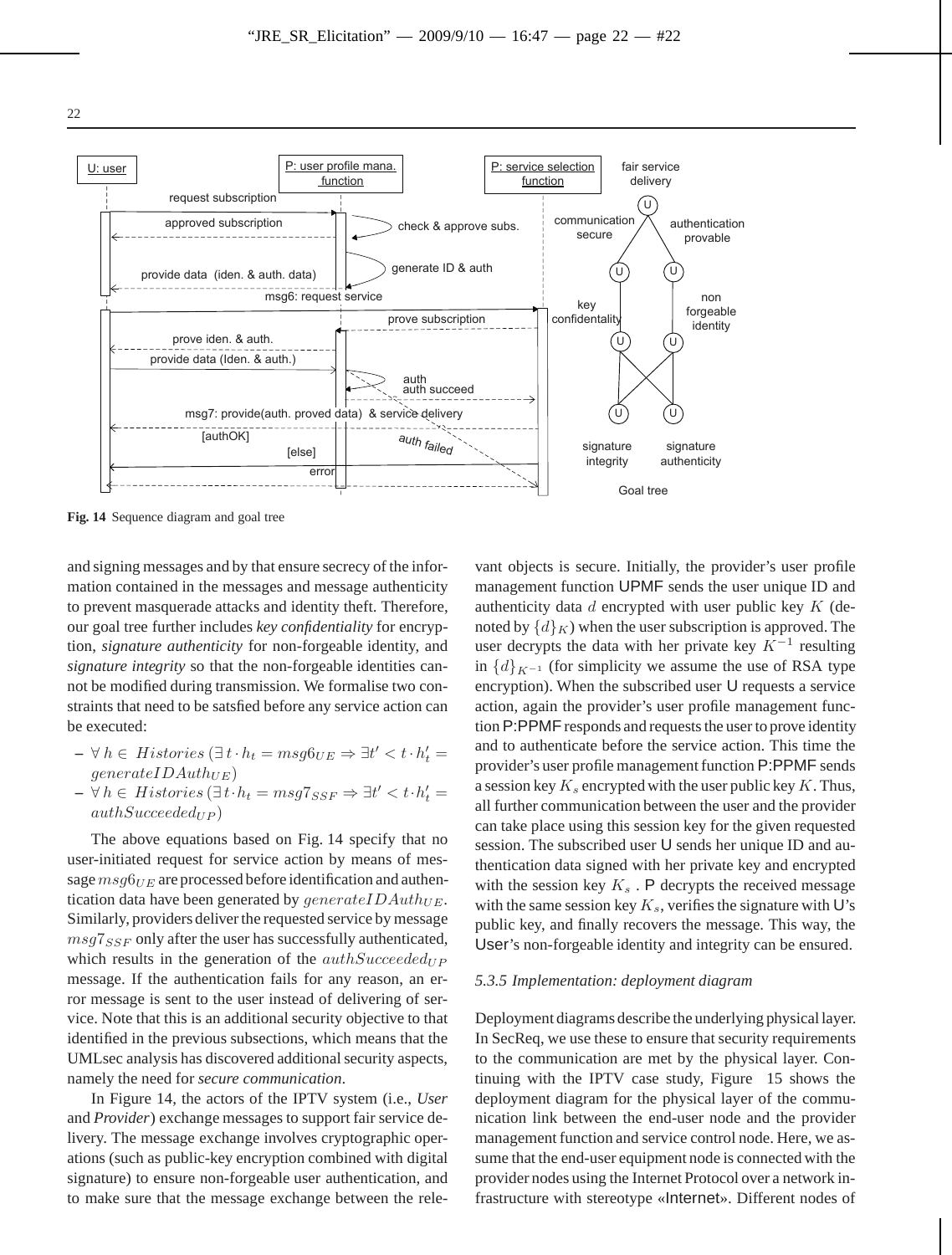**Fig. 14** Sequence diagram and goal tree

and signing messages and by that ensure secrecy of the information contained in the messages and message authenticity to prevent masquerade attacks and identity theft. Therefore, our goal tree further includes *key confidentiality* for encryption, *signature authenticity* for non-forgeable identity, and *signature integrity* so that the non-forgeable identities cannot be modified during transmission. We formalise two constraints that need to be satsfied before any service action can be executed:

- $\forall\, h \in \, Histories\, (\exists\, t \cdot h_t = msg6_{UE} \Rightarrow \exists t' < t \cdot h'_t = generateIDAuth_{UE})$
- $\forall\, h \in \, Histories\, (\exists\, t \cdot h_t = msg7_{SSF} \Rightarrow \exists t' < t \cdot h'_t = authSucceeded_{UP})$

The above equations based on Fig. 14 specify that no user-initiated request for service action by means of message $msg6_{UE}$ are processed before identification and authentication data have been generated by $generateIDAuth_{UE}$. Similarly, providers deliver the requested service by message $msg7_{SSF}$ only after the user has successfully authenticated, which results in the generation of the $authSucceeded_{UP}$ message. If the authentication fails for any reason, an error message is sent to the user instead of delivering of service. Note that this is an additional security objective to that identified in the previous subsections, which means that the UMLsec analysis has discovered additional security aspects, namely the need for *secure communication*.

In Figure 14, the actors of the IPTV system (i.e., *User* and *Provider*) exchange messages to support fair service delivery. The message exchange involves cryptographic operations (such as public-key encryption combined with digital signature) to ensure non-forgeable user authentication, and to make sure that the message exchange between the relevant objects is secure. Initially, the provider's user profile management function UPMF sends the user unique ID and authenticity data $d$ encrypted with user public key $K$ (denoted by $\{d\}_K$) when the user subscription is approved. The user decrypts the data with her private key $K^{-1}$ resulting in $\{d\}_{K^{-1}}$ (for simplicity we assume the use of RSA type encryption). When the subscribed user U requests a service action, again the provider's user profile management function P:PPMF responds and requests the user to prove identity and to authenticate before the service action. This time the provider's user profile management function P:PPMF sends a session key $K_s$ encrypted with the user public key $K$. Thus, all further communication between the user and the provider can take place using this session key for the given requested session. The subscribed user U sends her unique ID and authentication data signed with her private key and encrypted with the session key $K_s$ . P decrypts the received message with the same session key $K_s$, verifies the signature with U's public key, and finally recovers the message. This way, the User's non-forgeable identity and integrity can be ensured.

### 5.3.5 Implementation: deployment diagram

Deployment diagrams describe the underlying physical layer. In SecReq, we use these to ensure that security requirements to the communication are met by the physical layer. Continuing with the IPTV case study, Figure 15 shows the deployment diagram for the physical layer of the communication link between the end-user node and the provider management function and service control node. Here, we assume that the end-user equipment node is connected with the provider nodes using the Internet Protocol over a network infrastructure with stereotype «Internet». Different nodes of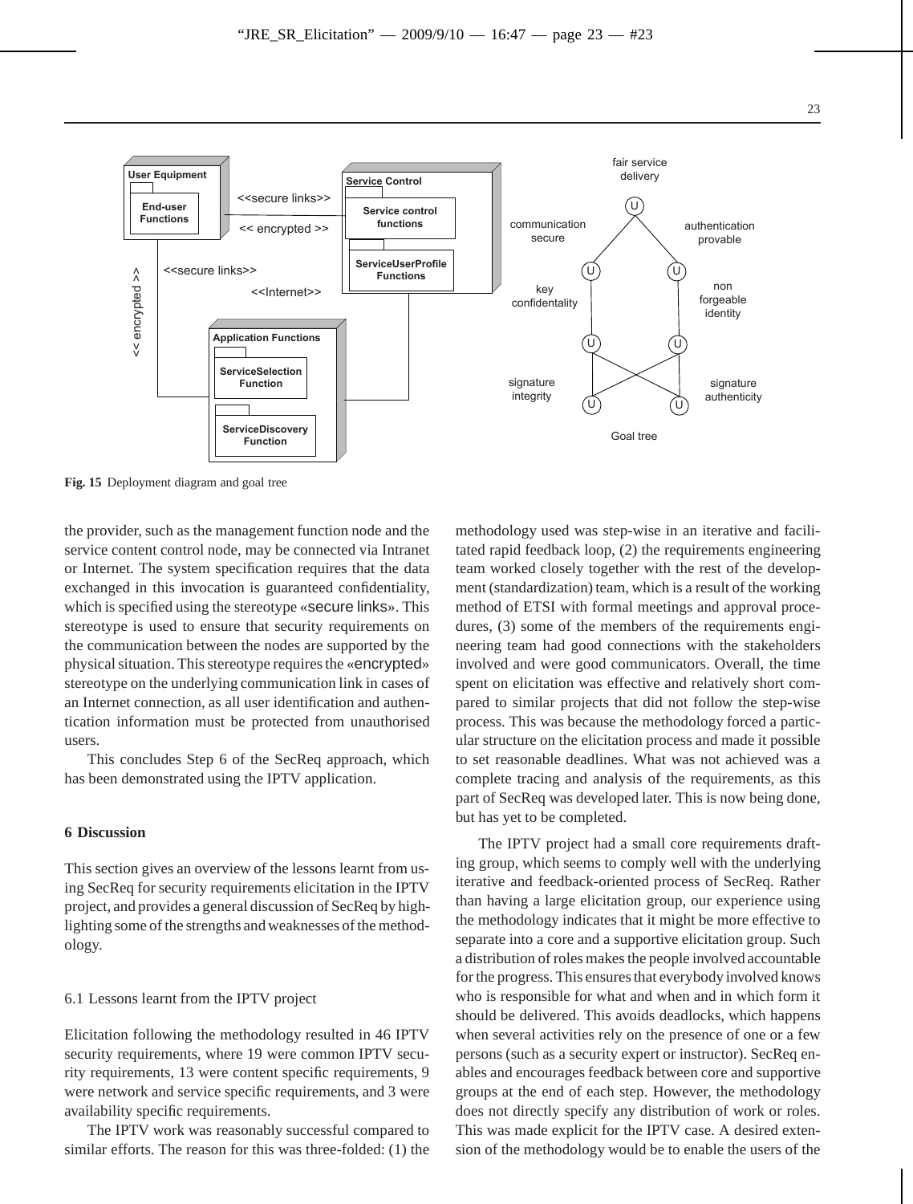Fig. 15 Deployment diagram and goal tree

the provider, such as the management function node and the service content control node, may be connected via Intranet or Internet. The system specification requires that the data exchanged in this invocation is guaranteed confidentiality, which is specified using the stereotype «secure links». This stereotype is used to ensure that security requirements on the communication between the nodes are supported by the physical situation. This stereotype requires the «encrypted» stereotype on the underlying communication link in cases of an Internet connection, as all user identification and authentication information must be protected from unauthorised users.

This concludes Step 6 of the SecReq approach, which has been demonstrated using the IPTV application.

## 6 Discussion

This section gives an overview of the lessons learnt from using SecReq for security requirements elicitation in the IPTV project, and provides a general discussion of SecReq by highlighting some of the strengths and weaknesses of the methodology.

### 6.1 Lessons learnt from the IPTV project

Elicitation following the methodology resulted in 46 IPTV security requirements, where 19 were common IPTV security requirements, 13 were content specific requirements, 9 were network and service specific requirements, and 3 were availability specific requirements.

The IPTV work was reasonably successful compared to similar efforts. The reason for this was three-folded: (1) the methodology used was step-wise in an iterative and facilitated rapid feedback loop, (2) the requirements engineering team worked closely together with the rest of the development (standardization) team, which is a result of the working method of ETSI with formal meetings and approval procedures, (3) some of the members of the requirements engineering team had good connections with the stakeholders involved and were good communicators. Overall, the time spent on elicitation was effective and relatively short compared to similar projects that did not follow the step-wise process. This was because the methodology forced a particular structure on the elicitation process and made it possible to set reasonable deadlines. What was not achieved was a complete tracing and analysis of the requirements, as this part of SecReq was developed later. This is now being done, but has yet to be completed.

The IPTV project had a small core requirements drafting group, which seems to comply well with the underlying iterative and feedback-oriented process of SecReq. Rather than having a large elicitation group, our experience using the methodology indicates that it might be more effective to separate into a core and a supportive elicitation group. Such a distribution of roles makes the people involved accountable for the progress. This ensures that everybody involved knows who is responsible for what and when and in which form it should be delivered. This avoids deadlocks, which happens when several activities rely on the presence of one or a few persons (such as a security expert or instructor). SecReq enables and encourages feedback between core and supportive groups at the end of each step. However, the methodology does not directly specify any distribution of work or roles. This was made explicit for the IPTV case. A desired extension of the methodology would be to enable the users of the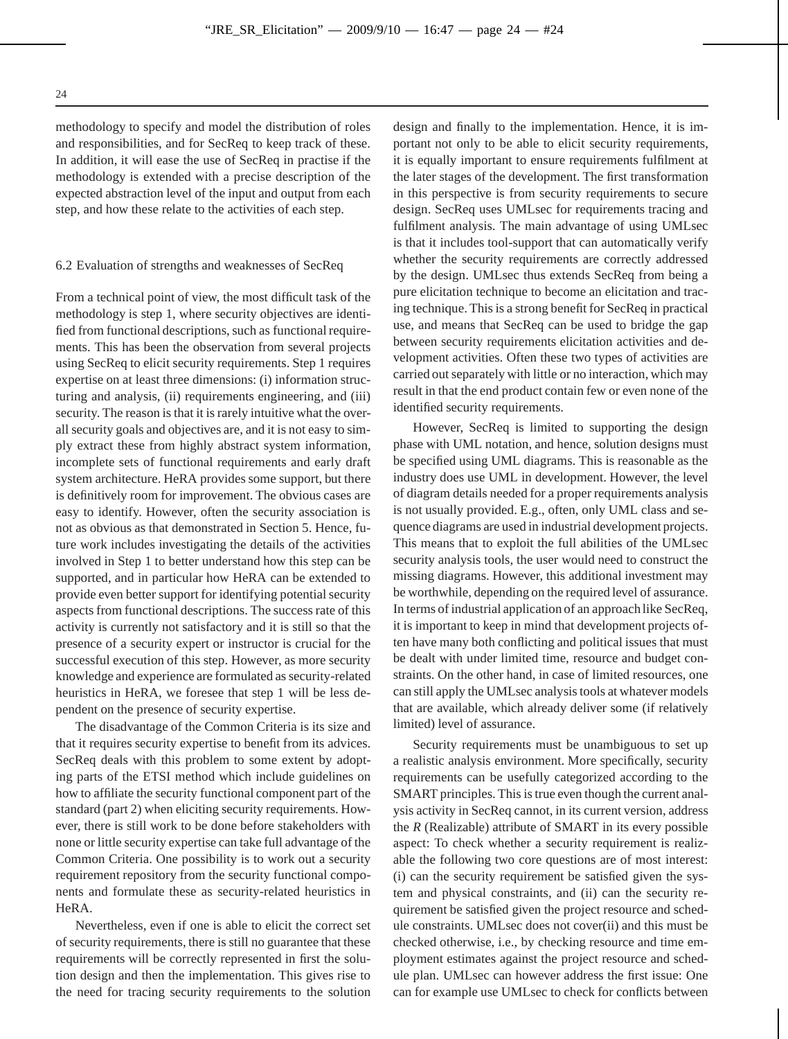methodology to specify and model the distribution of roles and responsibilities, and for SecReq to keep track of these. In addition, it will ease the use of SecReq in practise if the methodology is extended with a precise description of the expected abstraction level of the input and output from each step, and how these relate to the activities of each step.

### 6.2 Evaluation of strengths and weaknesses of SecReq

From a technical point of view, the most difficult task of the methodology is step 1, where security objectives are identified from functional descriptions, such as functional requirements. This has been the observation from several projects using SecReq to elicit security requirements. Step 1 requires expertise on at least three dimensions: (i) information structuring and analysis, (ii) requirements engineering, and (iii) security. The reason is that it is rarely intuitive what the overall security goals and objectives are, and it is not easy to simply extract these from highly abstract system information, incomplete sets of functional requirements and early draft system architecture. HeRA provides some support, but there is definitively room for improvement. The obvious cases are easy to identify. However, often the security association is not as obvious as that demonstrated in Section 5. Hence, future work includes investigating the details of the activities involved in Step 1 to better understand how this step can be supported, and in particular how HeRA can be extended to provide even better support for identifying potential security aspects from functional descriptions. The success rate of this activity is currently not satisfactory and it is still so that the presence of a security expert or instructor is crucial for the successful execution of this step. However, as more security knowledge and experience are formulated as security-related heuristics in HeRA, we foresee that step 1 will be less dependent on the presence of security expertise.

The disadvantage of the Common Criteria is its size and that it requires security expertise to benefit from its advices. SecReq deals with this problem to some extent by adopting parts of the ETSI method which include guidelines on how to affiliate the security functional component part of the standard (part 2) when eliciting security requirements. However, there is still work to be done before stakeholders with none or little security expertise can take full advantage of the Common Criteria. One possibility is to work out a security requirement repository from the security functional components and formulate these as security-related heuristics in HeRA.

Nevertheless, even if one is able to elicit the correct set of security requirements, there is still no guarantee that these requirements will be correctly represented in first the solution design and then the implementation. This gives rise to the need for tracing security requirements to the solution design and finally to the implementation. Hence, it is important not only to be able to elicit security requirements, it is equally important to ensure requirements fulfilment at the later stages of the development. The first transformation in this perspective is from security requirements to secure design. SecReq uses UMLsec for requirements tracing and fulfilment analysis. The main advantage of using UMLsec is that it includes tool-support that can automatically verify whether the security requirements are correctly addressed by the design. UMLsec thus extends SecReq from being a pure elicitation technique to become an elicitation and tracing technique. This is a strong benefit for SecReq in practical use, and means that SecReq can be used to bridge the gap between security requirements elicitation activities and development activities. Often these two types of activities are carried out separately with little or no interaction, which may result in that the end product contain few or even none of the identified security requirements.

However, SecReq is limited to supporting the design phase with UML notation, and hence, solution designs must be specified using UML diagrams. This is reasonable as the industry does use UML in development. However, the level of diagram details needed for a proper requirements analysis is not usually provided. E.g., often, only UML class and sequence diagrams are used in industrial development projects. This means that to exploit the full abilities of the UMLsec security analysis tools, the user would need to construct the missing diagrams. However, this additional investment may be worthwhile, depending on the required level of assurance. In terms of industrial application of an approach like SecReq, it is important to keep in mind that development projects often have many both conflicting and political issues that must be dealt with under limited time, resource and budget constraints. On the other hand, in case of limited resources, one can still apply the UMLsec analysis tools at whatever models that are available, which already deliver some (if relatively limited) level of assurance.

Security requirements must be unambiguous to set up a realistic analysis environment. More specifically, security requirements can be usefully categorized according to the SMART principles. This is true even though the current analysis activity in SecReq cannot, in its current version, address the *R* (Realizable) attribute of SMART in its every possible aspect: To check whether a security requirement is realizable the following two core questions are of most interest: (i) can the security requirement be satisfied given the system and physical constraints, and (ii) can the security requirement be satisfied given the project resource and schedule constraints. UMLsec does not cover(ii) and this must be checked otherwise, i.e., by checking resource and time employment estimates against the project resource and schedule plan. UMLsec can however address the first issue: One can for example use UMLsec to check for conflicts between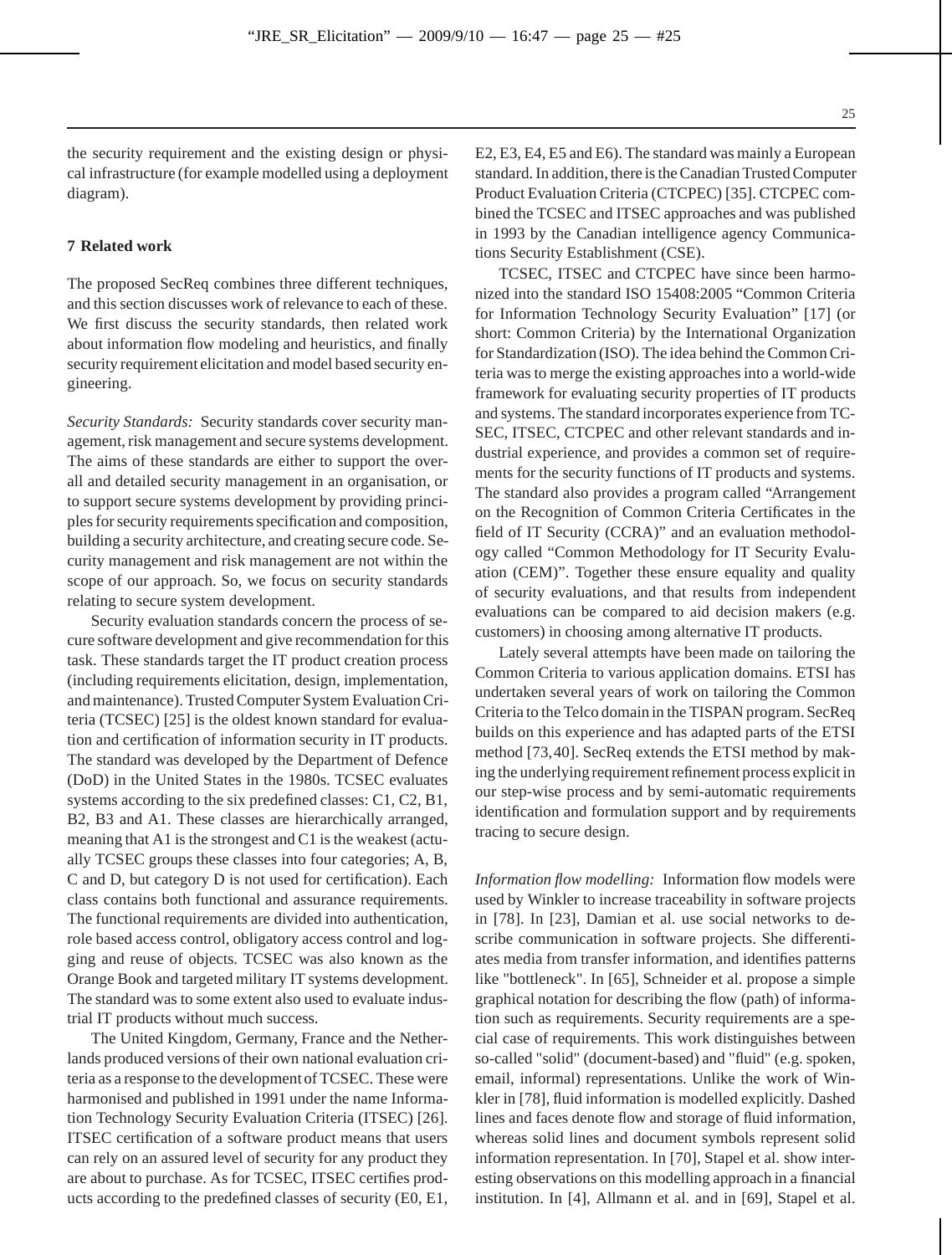the security requirement and the existing design or physical infrastructure (for example modelled using a deployment diagram).

## 7 Related work

The proposed SecReq combines three different techniques, and this section discusses work of relevance to each of these. We first discuss the security standards, then related work about information flow modeling and heuristics, and finally security requirement elicitation and model based security engineering.

*Security Standards:* Security standards cover security management, risk management and secure systems development. The aims of these standards are either to support the overall and detailed security management in an organisation, or to support secure systems development by providing principles for security requirements specification and composition, building a security architecture, and creating secure code. Security management and risk management are not within the scope of our approach. So, we focus on security standards relating to secure system development.

Security evaluation standards concern the process of secure software development and give recommendation for this task. These standards target the IT product creation process (including requirements elicitation, design, implementation, and maintenance). Trusted Computer System Evaluation Criteria (TCSEC) [25] is the oldest known standard for evaluation and certification of information security in IT products. The standard was developed by the Department of Defence (DoD) in the United States in the 1980s. TCSEC evaluates systems according to the six predefined classes: C1, C2, B1, B2, B3 and A1. These classes are hierarchically arranged, meaning that A1 is the strongest and C1 is the weakest (actually TCSEC groups these classes into four categories; A, B, C and D, but category D is not used for certification). Each class contains both functional and assurance requirements. The functional requirements are divided into authentication, role based access control, obligatory access control and logging and reuse of objects. TCSEC was also known as the Orange Book and targeted military IT systems development. The standard was to some extent also used to evaluate industrial IT products without much success.

The United Kingdom, Germany, France and the Netherlands produced versions of their own national evaluation criteria as a response to the development of TCSEC. These were harmonised and published in 1991 under the name Information Technology Security Evaluation Criteria (ITSEC) [26]. ITSEC certification of a software product means that users can rely on an assured level of security for any product they are about to purchase. As for TCSEC, ITSEC certifies products according to the predefined classes of security (E0, E1, E2, E3, E4, E5 and E6). The standard was mainly a European standard. In addition, there is the Canadian Trusted Computer Product Evaluation Criteria (CTCPEC) [35]. CTCPEC combined the TCSEC and ITSEC approaches and was published in 1993 by the Canadian intelligence agency Communications Security Establishment (CSE).

TCSEC, ITSEC and CTCPEC have since been harmonized into the standard ISO 15408:2005 "Common Criteria for Information Technology Security Evaluation" [17] (or short: Common Criteria) by the International Organization for Standardization (ISO). The idea behind the Common Criteria was to merge the existing approaches into a world-wide framework for evaluating security properties of IT products and systems. The standard incorporates experience from TCSEC, ITSEC, CTCPEC and other relevant standards and industrial experience, and provides a common set of requirements for the security functions of IT products and systems. The standard also provides a program called "Arrangement on the Recognition of Common Criteria Certificates in the field of IT Security (CCRA)" and an evaluation methodology called "Common Methodology for IT Security Evaluation (CEM)". Together these ensure equality and quality of security evaluations, and that results from independent evaluations can be compared to aid decision makers (e.g. customers) in choosing among alternative IT products.

Lately several attempts have been made on tailoring the Common Criteria to various application domains. ETSI has undertaken several years of work on tailoring the Common Criteria to the Telco domain in the TISPAN program. SecReq builds on this experience and has adapted parts of the ETSI method [73,40]. SecReq extends the ETSI method by making the underlying requirement refinement process explicit in our step-wise process and by semi-automatic requirements identification and formulation support and by requirements tracing to secure design.

*Information flow modelling:* Information flow models were used by Winkler to increase traceability in software projects in [78]. In [23], Damian et al. use social networks to describe communication in software projects. She differentiates media from transfer information, and identifies patterns like "bottleneck". In [65], Schneider et al. propose a simple graphical notation for describing the flow (path) of information such as requirements. Security requirements are a special case of requirements. This work distinguishes between so-called "solid" (document-based) and "fluid" (e.g. spoken, email, informal) representations. Unlike the work of Winkler in [78], fluid information is modelled explicitly. Dashed lines and faces denote flow and storage of fluid information, whereas solid lines and document symbols represent solid information representation. In [70], Stapel et al. show interesting observations on this modelling approach in a financial institution. In [4], Allmann et al. and in [69], Stapel et al.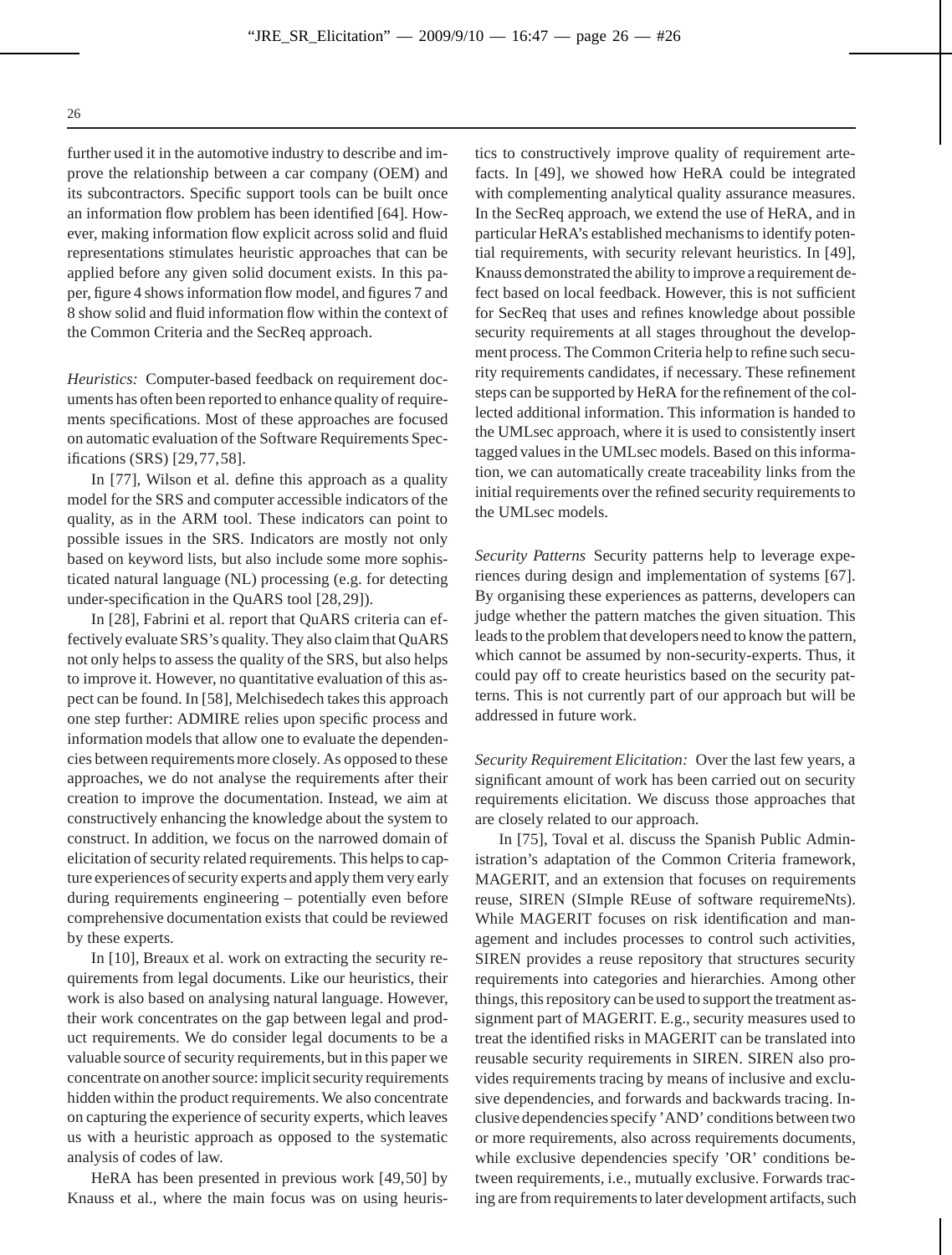further used it in the automotive industry to describe and improve the relationship between a car company (OEM) and its subcontractors. Specific support tools can be built once an information flow problem has been identified [64]. However, making information flow explicit across solid and fluid representations stimulates heuristic approaches that can be applied before any given solid document exists. In this paper, figure 4 shows information flow model, and figures 7 and 8 show solid and fluid information flow within the context of the Common Criteria and the SecReq approach.

*Heuristics:* Computer-based feedback on requirement documents has often been reported to enhance quality of requirements specifications. Most of these approaches are focused on automatic evaluation of the Software Requirements Specifications (SRS) [29,77,58].

In [77], Wilson et al. define this approach as a quality model for the SRS and computer accessible indicators of the quality, as in the ARM tool. These indicators can point to possible issues in the SRS. Indicators are mostly not only based on keyword lists, but also include some more sophisticated natural language (NL) processing (e.g. for detecting under-specification in the QuARS tool [28,29]).

In [28], Fabrini et al. report that QuARS criteria can effectively evaluate SRS's quality. They also claim that QuARS not only helps to assess the quality of the SRS, but also helps to improve it. However, no quantitative evaluation of this aspect can be found. In [58], Melchisedech takes this approach one step further: ADMIRE relies upon specific process and information models that allow one to evaluate the dependencies between requirements more closely. As opposed to these approaches, we do not analyse the requirements after their creation to improve the documentation. Instead, we aim at constructively enhancing the knowledge about the system to construct. In addition, we focus on the narrowed domain of elicitation of security related requirements. This helps to capture experiences of security experts and apply them very early during requirements engineering – potentially even before comprehensive documentation exists that could be reviewed by these experts.

In [10], Breaux et al. work on extracting the security requirements from legal documents. Like our heuristics, their work is also based on analysing natural language. However, their work concentrates on the gap between legal and product requirements. We do consider legal documents to be a valuable source of security requirements, but in this paper we concentrate on another source: implicit security requirements hidden within the product requirements. We also concentrate on capturing the experience of security experts, which leaves us with a heuristic approach as opposed to the systematic analysis of codes of law.

HeRA has been presented in previous work [49,50] by Knauss et al., where the main focus was on using heuristics to constructively improve quality of requirement artefacts. In [49], we showed how HeRA could be integrated with complementing analytical quality assurance measures. In the SecReq approach, we extend the use of HeRA, and in particular HeRA's established mechanisms to identify potential requirements, with security relevant heuristics. In [49], Knauss demonstrated the ability to improve a requirement defect based on local feedback. However, this is not sufficient for SecReq that uses and refines knowledge about possible security requirements at all stages throughout the development process. The Common Criteria help to refine such security requirements candidates, if necessary. These refinement steps can be supported by HeRA for the refinement of the collected additional information. This information is handed to the UMLsec approach, where it is used to consistently insert tagged values in the UMLsec models. Based on this information, we can automatically create traceability links from the initial requirements over the refined security requirements to the UMLsec models.

*Security Patterns* Security patterns help to leverage experiences during design and implementation of systems [67]. By organising these experiences as patterns, developers can judge whether the pattern matches the given situation. This leads to the problem that developers need to know the pattern, which cannot be assumed by non-security-experts. Thus, it could pay off to create heuristics based on the security patterns. This is not currently part of our approach but will be addressed in future work.

*Security Requirement Elicitation:* Over the last few years, a significant amount of work has been carried out on security requirements elicitation. We discuss those approaches that are closely related to our approach.

In [75], Toval et al. discuss the Spanish Public Administration's adaptation of the Common Criteria framework, MAGERIT, and an extension that focuses on requirements reuse, SIREN (SImple REuse of software requiremeNts). While MAGERIT focuses on risk identification and management and includes processes to control such activities, SIREN provides a reuse repository that structures security requirements into categories and hierarchies. Among other things, this repository can be used to support the treatment assignment part of MAGERIT. E.g., security measures used to treat the identified risks in MAGERIT can be translated into reusable security requirements in SIREN. SIREN also provides requirements tracing by means of inclusive and exclusive dependencies, and forwards and backwards tracing. Inclusive dependencies specify 'AND' conditions between two or more requirements, also across requirements documents, while exclusive dependencies specify 'OR' conditions between requirements, i.e., mutually exclusive. Forwards tracing are from requirements to later development artifacts, such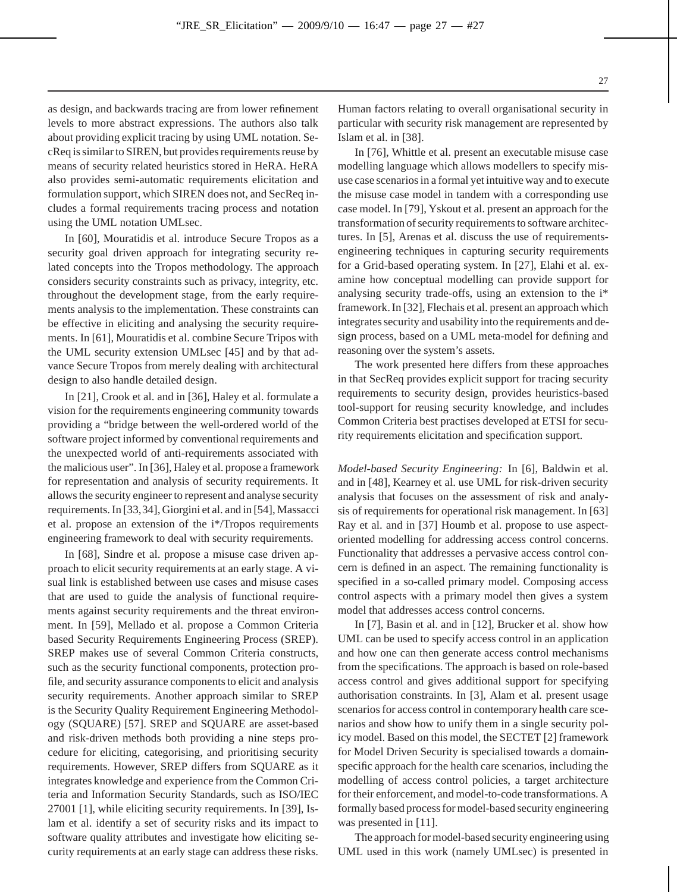as design, and backwards tracing are from lower refinement levels to more abstract expressions. The authors also talk about providing explicit tracing by using UML notation. SecReq is similar to SIREN, but provides requirements reuse by means of security related heuristics stored in HeRA. HeRA also provides semi-automatic requirements elicitation and formulation support, which SIREN does not, and SecReq includes a formal requirements tracing process and notation using the UML notation UMLsec.

In [60], Mouratidis et al. introduce Secure Tropos as a security goal driven approach for integrating security related concepts into the Tropos methodology. The approach considers security constraints such as privacy, integrity, etc. throughout the development stage, from the early requirements analysis to the implementation. These constraints can be effective in eliciting and analysing the security requirements. In [61], Mouratidis et al. combine Secure Tripos with the UML security extension UMLsec [45] and by that advance Secure Tropos from merely dealing with architectural design to also handle detailed design.

In [21], Crook et al. and in [36], Haley et al. formulate a vision for the requirements engineering community towards providing a "bridge between the well-ordered world of the software project informed by conventional requirements and the unexpected world of anti-requirements associated with the malicious user". In [36], Haley et al. propose a framework for representation and analysis of security requirements. It allows the security engineer to represent and analyse security requirements. In [33,34], Giorgini et al. and in [54], Massacci et al. propose an extension of the i*/Tropos requirements engineering framework to deal with security requirements.

In [68], Sindre et al. propose a misuse case driven approach to elicit security requirements at an early stage. A visual link is established between use cases and misuse cases that are used to guide the analysis of functional requirements against security requirements and the threat environment. In [59], Mellado et al. propose a Common Criteria based Security Requirements Engineering Process (SREP). SREP makes use of several Common Criteria constructs, such as the security functional components, protection profile, and security assurance components to elicit and analysis security requirements. Another approach similar to SREP is the Security Quality Requirement Engineering Methodology (SQUARE) [57]. SREP and SQUARE are asset-based and risk-driven methods both providing a nine steps procedure for eliciting, categorising, and prioritising security requirements. However, SREP differs from SQUARE as it integrates knowledge and experience from the Common Criteria and Information Security Standards, such as ISO/IEC 27001 [1], while eliciting security requirements. In [39], Islam et al. identify a set of security risks and its impact to software quality attributes and investigate how eliciting security requirements at an early stage can address these risks. Human factors relating to overall organisational security in particular with security risk management are represented by Islam et al. in [38].

In [76], Whittle et al. present an executable misuse case modelling language which allows modellers to specify misuse case scenarios in a formal yet intuitive way and to execute the misuse case model in tandem with a corresponding use case model. In [79], Yskout et al. present an approach for the transformation of security requirements to software architectures. In [5], Arenas et al. discuss the use of requirements-engineering techniques in capturing security requirements for a Grid-based operating system. In [27], Elahi et al. examine how conceptual modelling can provide support for analysing security trade-offs, using an extension to the i* framework. In [32], Flechais et al. present an approach which integrates security and usability into the requirements and design process, based on a UML meta-model for defining and reasoning over the system's assets.

The work presented here differs from these approaches in that SecReq provides explicit support for tracing security requirements to security design, provides heuristics-based tool-support for reusing security knowledge, and includes Common Criteria best practises developed at ETSI for security requirements elicitation and specification support.

*Model-based Security Engineering:* In [6], Baldwin et al. and in [48], Kearney et al. use UML for risk-driven security analysis that focuses on the assessment of risk and analysis of requirements for operational risk management. In [63] Ray et al. and in [37] Houmb et al. propose to use aspect-oriented modelling for addressing access control concerns. Functionality that addresses a pervasive access control concern is defined in an aspect. The remaining functionality is specified in a so-called primary model. Composing access control aspects with a primary model then gives a system model that addresses access control concerns.

In [7], Basin et al. and in [12], Brucker et al. show how UML can be used to specify access control in an application and how one can then generate access control mechanisms from the specifications. The approach is based on role-based access control and gives additional support for specifying authorisation constraints. In [3], Alam et al. present usage scenarios for access control in contemporary health care scenarios and show how to unify them in a single security policy model. Based on this model, the SECTET [2] framework for Model Driven Security is specialised towards a domain-specific approach for the health care scenarios, including the modelling of access control policies, a target architecture for their enforcement, and model-to-code transformations. A formally based process for model-based security engineering was presented in [11].

The approach for model-based security engineering using UML used in this work (namely UMLsec) is presented in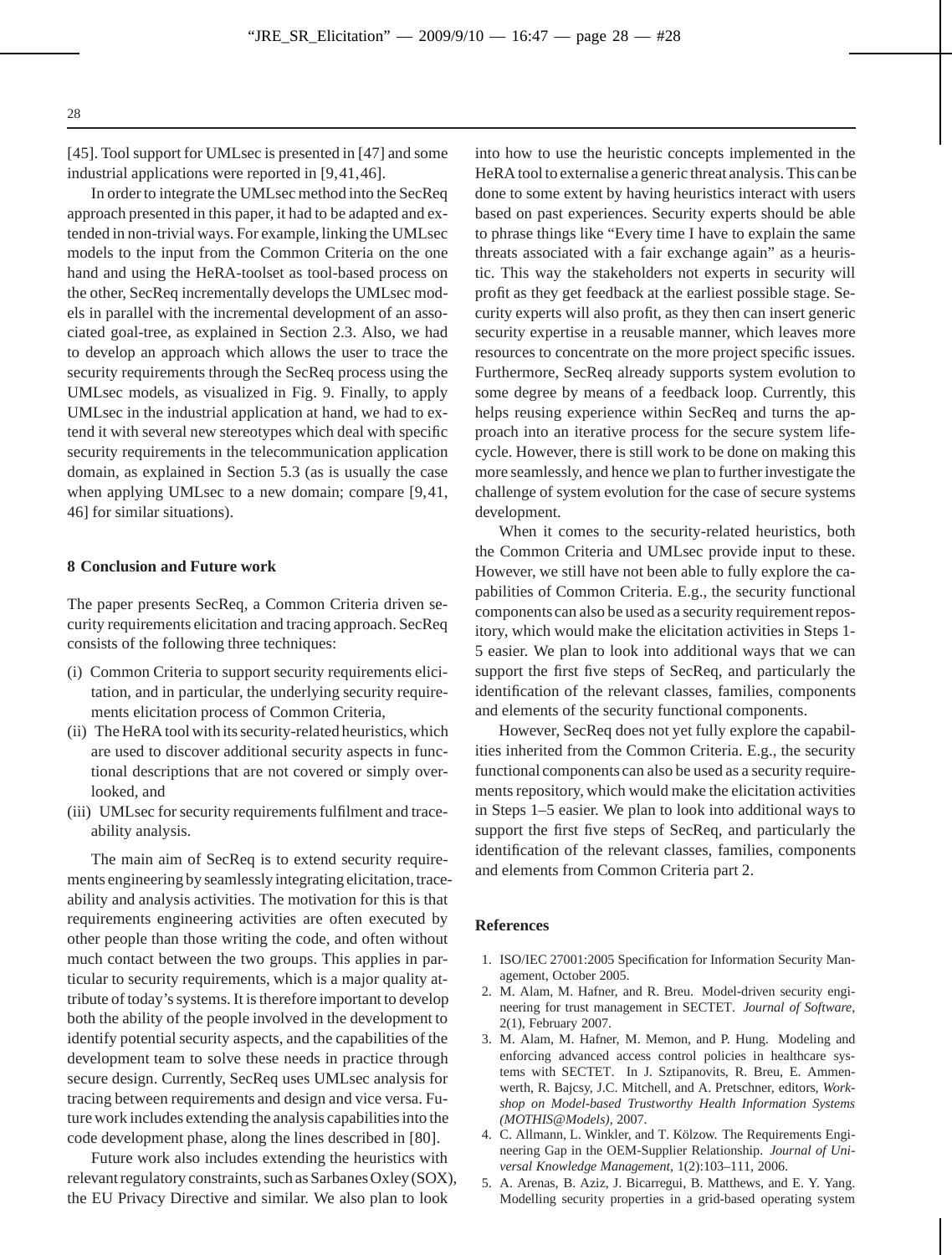[45]. Tool support for UMLsec is presented in [47] and some industrial applications were reported in [9,41,46].

In order to integrate the UMLsec method into the SecReq approach presented in this paper, it had to be adapted and extended in non-trivial ways. For example, linking the UMLsec models to the input from the Common Criteria on the one hand and using the HeRA-toolset as tool-based process on the other, SecReq incrementally develops the UMLsec models in parallel with the incremental development of an associated goal-tree, as explained in Section 2.3. Also, we had to develop an approach which allows the user to trace the security requirements through the SecReq process using the UMLsec models, as visualized in Fig. 9. Finally, to apply UMLsec in the industrial application at hand, we had to extend it with several new stereotypes which deal with specific security requirements in the telecommunication application domain, as explained in Section 5.3 (as is usually the case when applying UMLsec to a new domain; compare [9,41,46] for similar situations).

## 8 Conclusion and Future work

The paper presents SecReq, a Common Criteria driven security requirements elicitation and tracing approach. SecReq consists of the following three techniques:

(i) Common Criteria to support security requirements elicitation, and in particular, the underlying security requirements elicitation process of Common Criteria,
(ii) The HeRA tool with its security-related heuristics, which are used to discover additional security aspects in functional descriptions that are not covered or simply overlooked, and
(iii) UMLsec for security requirements fulfilment and traceability analysis.

The main aim of SecReq is to extend security requirements engineering by seamlessly integrating elicitation, traceability and analysis activities. The motivation for this is that requirements engineering activities are often executed by other people than those writing the code, and often without much contact between the two groups. This applies in particular to security requirements, which is a major quality attribute of today's systems. It is therefore important to develop both the ability of the people involved in the development to identify potential security aspects, and the capabilities of the development team to solve these needs in practice through secure design. Currently, SecReq uses UMLsec analysis for tracing between requirements and design and vice versa. Future work includes extending the analysis capabilities into the code development phase, along the lines described in [80].

Future work also includes extending the heuristics with relevant regulatory constraints, such as Sarbanes Oxley (SOX), the EU Privacy Directive and similar. We also plan to look into how to use the heuristic concepts implemented in the HeRA tool to externalise a generic threat analysis. This can be done to some extent by having heuristics interact with users based on past experiences. Security experts should be able to phrase things like "Every time I have to explain the same threats associated with a fair exchange again" as a heuristic. This way the stakeholders not experts in security will profit as they get feedback at the earliest possible stage. Security experts will also profit, as they then can insert generic security expertise in a reusable manner, which leaves more resources to concentrate on the more project specific issues. Furthermore, SecReq already supports system evolution to some degree by means of a feedback loop. Currently, this helps reusing experience within SecReq and turns the approach into an iterative process for the secure system lifecycle. However, there is still work to be done on making this more seamlessly, and hence we plan to further investigate the challenge of system evolution for the case of secure systems development.

When it comes to the security-related heuristics, both the Common Criteria and UMLsec provide input to these. However, we still have not been able to fully explore the capabilities of Common Criteria. E.g., the security functional components can also be used as a security requirement repository, which would make the elicitation activities in Steps 1-5 easier. We plan to look into additional ways that we can support the first five steps of SecReq, and particularly the identification of the relevant classes, families, components and elements of the security functional components.

However, SecReq does not yet fully explore the capabilities inherited from the Common Criteria. E.g., the security functional components can also be used as a security requirements repository, which would make the elicitation activities in Steps 1–5 easier. We plan to look into additional ways to support the first five steps of SecReq, and particularly the identification of the relevant classes, families, components and elements from Common Criteria part 2.

## References

1. ISO/IEC 27001:2005 Specification for Information Security Management, October 2005.
2. M. Alam, M. Hafner, and R. Breu. Model-driven security engineering for trust management in SECTET. *Journal of Software*, 2(1), February 2007.
3. M. Alam, M. Hafner, M. Memon, and P. Hung. Modeling and enforcing advanced access control policies in healthcare systems with SECTET. In J. Sztipanovits, R. Breu, E. Ammenwerth, R. Bajcsy, J.C. Mitchell, and A. Pretschner, editors, *Workshop on Model-based Trustworthy Health Information Systems (MOTHIS@Models)*, 2007.
4. C. Allmann, L. Winkler, and T. Kölzow. The Requirements Engineering Gap in the OEM-Supplier Relationship. *Journal of Universal Knowledge Management*, 1(2):103–111, 2006.
5. A. Arenas, B. Aziz, J. Bicarregui, B. Matthews, and E. Y. Yang. Modelling security properties in a grid-based operating system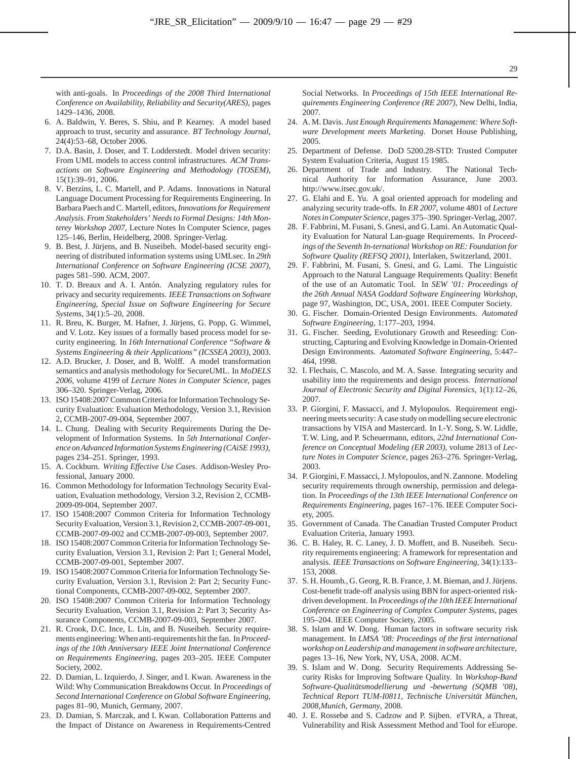with anti-goals. In *Proceedings of the 2008 Third International Conference on Availability, Reliability and Security(ARES)*, pages 1429–1436, 2008.

6. A. Baldwin, Y. Beres, S. Shiu, and P. Kearney. A model based approach to trust, security and assurance. *BT Technology Journal*, 24(4):53–68, October 2006.
7. D.A. Basin, J. Doser, and T. Lodderstedt. Model driven security: From UML models to access control infrastructures. *ACM Transactions on Software Engineering and Methodology (TOSEM)*, 15(1):39–91, 2006.
8. V. Berzins, L. C. Martell, and P. Adams. Innovations in Natural Language Document Processing for Requirements Engineering. In Barbara Paech and C. Martell, editors, *Innovations for Requirement Analysis. From Stakeholders' Needs to Formal Designs: 14th Monterey Workshop 2007*, Lecture Notes In Computer Science, pages 125–146, Berlin, Heidelberg, 2008. Springer-Verlag.
9. B. Best, J. Jürjens, and B. Nuseibeh. Model-based security engineering of distributed information systems using UMLsec. In *29th International Conference on Software Engineering (ICSE 2007)*, pages 581–590. ACM, 2007.
10. T. D. Breaux and A. I. Antón. Analyzing regulatory rules for privacy and security requirements. *IEEE Transactions on Software Engineering, Special Issue on Software Engineering for Secure Systems*, 34(1):5–20, 2008.
11. R. Breu, K. Burger, M. Hafner, J. Jürjens, G. Popp, G. Wimmel, and V. Lotz. Key issues of a formally based process model for security engineering. In *16th International Conference "Software & Systems Engineering & their Applications" (ICSSEA 2003)*, 2003.
12. A.D. Brucker, J. Doser, and B. Wolff. A model transformation semantics and analysis methodology for SecureUML. In *MoDELS 2006*, volume 4199 of *Lecture Notes in Computer Science*, pages 306–320. Springer-Verlag, 2006.
13. ISO 15408:2007 Common Criteria for Information Technology Security Evaluation: Evaluation Methodology, Version 3.1, Revision 2, CCMB-2007-09-004, September 2007.
14. L. Chung. Dealing with Security Requirements During the Development of Information Systems. In *5th International Conference on Advanced Information Systems Engineering (CAiSE 1993)*, pages 234–251. Springer, 1993.
15. A. Cockburn. *Writing Effective Use Cases*. Addison-Wesley Professional, January 2000.
16. Common Methodology for Information Technology Security Evaluation, Evaluation methodology, Version 3.2, Revision 2, CCMB-2009-09-004, September 2007.
17. ISO 15408:2007 Common Criteria for Information Technology Security Evaluation, Version 3.1, Revision 2, CCMB-2007-09-001, CCMB-2007-09-002 and CCMB-2007-09-003, September 2007.
18. ISO 15408:2007 Common Criteria for Information Technology Security Evaluation, Version 3.1, Revision 2: Part 1; General Model, CCMB-2007-09-001, September 2007.
19. ISO 15408:2007 Common Criteria for Information Technology Security Evaluation, Version 3.1, Revision 2: Part 2; Security Functional Components, CCMB-2007-09-002, September 2007.
20. ISO 15408:2007 Common Criteria for Information Technology Security Evaluation, Version 3.1, Revision 2: Part 3; Security Assurance Components, CCMB-2007-09-003, September 2007.
21. R. Crook, D.C. Ince, L. Lin, and B. Nuseibeh. Security requirements engineering: When anti-requirements hit the fan. In *Proceedings of the 10th Anniversary IEEE Joint International Conference on Requirements Engineering*, pages 203–205. IEEE Computer Society, 2002.
22. D. Damian, L. Izquierdo, J. Singer, and I. Kwan. Awareness in the Wild: Why Communication Breakdowns Occur. In *Proceedings of Second International Conference on Global Software Engineering*, pages 81–90, Munich, Germany, 2007.
23. D. Damian, S. Marczak, and I. Kwan. Collaboration Patterns and the Impact of Distance on Awareness in Requirements-Centred Social Networks. In *Proceedings of 15th IEEE International Requirements Engineering Conference (RE 2007)*, New Delhi, India, 2007.
24. A. M. Davis. *Just Enough Requirements Management: Where Software Development meets Marketing*. Dorset House Publishing, 2005.
25. Department of Defense. DoD 5200.28-STD: Trusted Computer System Evaluation Criteria, August 15 1985.
26. Department of Trade and Industry. The National Technical Authority for Information Assurance, June 2003. http://www.itsec.gov.uk/.
27. G. Elahi and E. Yu. A goal oriented approach for modeling and analyzing security trade-offs. In *ER 2007*, volume 4801 of *Lecture Notes in Computer Science*, pages 375–390. Springer-Verlag, 2007.
28. F. Fabbrini, M. Fusani, S. Gnesi, and G. Lami. An Automatic Quality Evaluation for Natural Lan-guage Requirements. In *Proceedings of the Seventh In-ternational Workshop on RE: Foundation for Software Quality (REFSQ 2001)*, Interlaken, Switzerland, 2001.
29. F. Fabbrini, M. Fusani, S. Gnesi, and G. Lami. The Linguistic Approach to the Natural Language Requirements Quality: Benefit of the use of an Automatic Tool. In *SEW '01: Proceedings of the 26th Annual NASA Goddard Software Engineering Workshop*, page 97, Washington, DC, USA, 2001. IEEE Computer Society.
30. G. Fischer. Domain-Oriented Design Environments. *Automated Software Engineering*, 1:177–203, 1994.
31. G. Fischer. Seeding, Evolutionary Growth and Reseeding: Constructing, Capturing and Evolving Knowledge in Domain-Oriented Design Environments. *Automated Software Engineering*, 5:447–464, 1998.
32. I. Flechais, C. Mascolo, and M. A. Sasse. Integrating security and usability into the requirements and design process. *International Journal of Electronic Security and Digital Forensics*, 1(1):12–26, 2007.
33. P. Giorgini, F. Massacci, and J. Mylopoulos. Requirement engineering meets security: A case study on modelling secure electronic transactions by VISA and Mastercard. In I.-Y. Song, S. W. Liddle, T. W. Ling, and P. Scheuermann, editors, *22nd International Conference on Conceptual Modeling (ER 2003)*, volume 2813 of *Lecture Notes in Computer Science*, pages 263–276. Springer-Verlag, 2003.
34. P. Giorgini, F. Massacci, J. Mylopoulos, and N. Zannone. Modeling security requirements through ownership, permission and delegation. In *Proceedings of the 13th IEEE International Conference on Requirements Engineering*, pages 167–176. IEEE Computer Society, 2005.
35. Government of Canada. The Canadian Trusted Computer Product Evaluation Criteria, January 1993.
36. C. B. Haley, R. C. Laney, J. D. Moffett, and B. Nuseibeh. Security requirements engineering: A framework for representation and analysis. *IEEE Transactions on Software Engineering*, 34(1):133–153, 2008.
37. S. H. Houmb., G. Georg, R. B. France, J. M. Bieman, and J. Jürjens. Cost-benefit trade-off analysis using BBN for aspect-oriented risk-driven development. In *Proceedings of the 10th IEEE International Conference on Engineering of Complex Computer Systems*, pages 195–204. IEEE Computer Society, 2005.
38. S. Islam and W. Dong. Human factors in software security risk management. In *LMSA '08: Proceedings of the first international workshop on Leadership and management in software architecture*, pages 13–16, New York, NY, USA, 2008. ACM.
39. S. Islam and W. Dong. Security Requirements Addressing Security Risks for Improving Software Quality. In *Workshop-Band Software-Qualitätsmodellierung und -bewertung (SQMB '08), Technical Report TUM-I0811, Technische Universität München, 2008,Munich, Germany*, 2008.
40. J. E. Rossebø and S. Cadzow and P. Sijben. eTVRA, a Threat, Vulnerability and Risk Assessment Method and Tool for eEurope.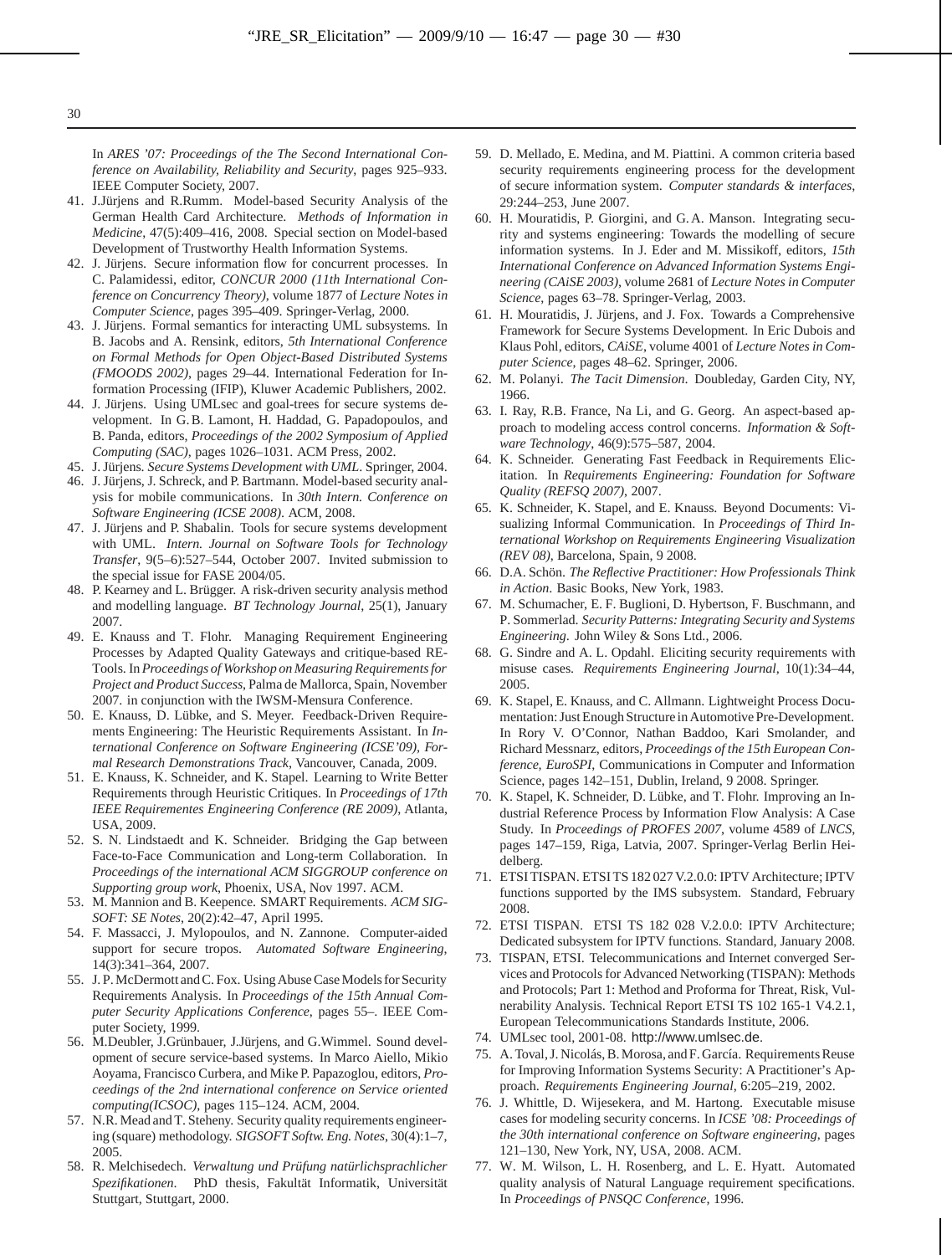In *ARES '07: Proceedings of the The Second International Conference on Availability, Reliability and Security*, pages 925–933. IEEE Computer Society, 2007.

41. J.Jürjens and R.Rumm. Model-based Security Analysis of the German Health Card Architecture. *Methods of Information in Medicine*, 47(5):409–416, 2008. Special section on Model-based Development of Trustworthy Health Information Systems.
42. J. Jürjens. Secure information flow for concurrent processes. In C. Palamidessi, editor, *CONCUR 2000 (11th International Conference on Concurrency Theory)*, volume 1877 of *Lecture Notes in Computer Science*, pages 395–409. Springer-Verlag, 2000.
43. J. Jürjens. Formal semantics for interacting UML subsystems. In B. Jacobs and A. Rensink, editors, *5th International Conference on Formal Methods for Open Object-Based Distributed Systems (FMOODS 2002)*, pages 29–44. International Federation for Information Processing (IFIP), Kluwer Academic Publishers, 2002.
44. J. Jürjens. Using UMLsec and goal-trees for secure systems development. In G.B. Lamont, H. Haddad, G. Papadopoulos, and B. Panda, editors, *Proceedings of the 2002 Symposium of Applied Computing (SAC)*, pages 1026–1031. ACM Press, 2002.
45. J. Jürjens. *Secure Systems Development with UML*. Springer, 2004.
46. J. Jürjens, J. Schreck, and P. Bartmann. Model-based security analysis for mobile communications. In *30th Intern. Conference on Software Engineering (ICSE 2008)*. ACM, 2008.
47. J. Jürjens and P. Shabalin. Tools for secure systems development with UML. *Intern. Journal on Software Tools for Technology Transfer*, 9(5–6):527–544, October 2007. Invited submission to the special issue for FASE 2004/05.
48. P. Kearney and L. Brügger. A risk-driven security analysis method and modelling language. *BT Technology Journal*, 25(1), January 2007.
49. E. Knauss and T. Flohr. Managing Requirement Engineering Processes by Adapted Quality Gateways and critique-based RE-Tools. In *Proceedings of Workshop on Measuring Requirements for Project and Product Success*, Palma de Mallorca, Spain, November 2007. in conjunction with the IWSM-Mensura Conference.
50. E. Knauss, D. Lübke, and S. Meyer. Feedback-Driven Requirements Engineering: The Heuristic Requirements Assistant. In *International Conference on Software Engineering (ICSE'09), Formal Research Demonstrations Track*, Vancouver, Canada, 2009.
51. E. Knauss, K. Schneider, and K. Stapel. Learning to Write Better Requirements through Heuristic Critiques. In *Proceedings of 17th IEEE Requirementes Engineering Conference (RE 2009)*, Atlanta, USA, 2009.
52. S. N. Lindstaedt and K. Schneider. Bridging the Gap between Face-to-Face Communication and Long-term Collaboration. In *Proceedings of the international ACM SIGGROUP conference on Supporting group work*, Phoenix, USA, Nov 1997. ACM.
53. M. Mannion and B. Keepence. SMART Requirements. *ACM SIGSOFT: SE Notes*, 20(2):42–47, April 1995.
54. F. Massacci, J. Mylopoulos, and N. Zannone. Computer-aided support for secure tropos. *Automated Software Engineering*, 14(3):341–364, 2007.
55. J. P. McDermott and C. Fox. Using Abuse Case Models for Security Requirements Analysis. In *Proceedings of the 15th Annual Computer Security Applications Conference*, pages 55–. IEEE Computer Society, 1999.
56. M.Deubler, J.Grünbauer, J.Jürjens, and G.Wimmel. Sound development of secure service-based systems. In Marco Aiello, Mikio Aoyama, Francisco Curbera, and Mike P. Papazoglou, editors, *Proceedings of the 2nd international conference on Service oriented computing(ICSOC)*, pages 115–124. ACM, 2004.
57. N.R. Mead and T. Steheny. Security quality requirements engineering (square) methodology. *SIGSOFT Softw. Eng. Notes*, 30(4):1–7, 2005.
58. R. Melchisedech. *Verwaltung und Prüfung natürlichsprachlicher Spezifikationen*. PhD thesis, Fakultät Informatik, Universität Stuttgart, Stuttgart, 2000.
59. D. Mellado, E. Medina, and M. Piattini. A common criteria based security requirements engineering process for the development of secure information system. *Computer standards & interfaces*, 29:244–253, June 2007.
60. H. Mouratidis, P. Giorgini, and G.A. Manson. Integrating security and systems engineering: Towards the modelling of secure information systems. In J. Eder and M. Missikoff, editors, *15th International Conference on Advanced Information Systems Engineering (CAiSE 2003)*, volume 2681 of *Lecture Notes in Computer Science*, pages 63–78. Springer-Verlag, 2003.
61. H. Mouratidis, J. Jürjens, and J. Fox. Towards a Comprehensive Framework for Secure Systems Development. In Eric Dubois and Klaus Pohl, editors, *CAiSE*, volume 4001 of *Lecture Notes in Computer Science*, pages 48–62. Springer, 2006.
62. M. Polanyi. *The Tacit Dimension*. Doubleday, Garden City, NY, 1966.
63. I. Ray, R.B. France, Na Li, and G. Georg. An aspect-based approach to modeling access control concerns. *Information & Software Technology*, 46(9):575–587, 2004.
64. K. Schneider. Generating Fast Feedback in Requirements Elicitation. In *Requirements Engineering: Foundation for Software Quality (REFSQ 2007)*, 2007.
65. K. Schneider, K. Stapel, and E. Knauss. Beyond Documents: Visualizing Informal Communication. In *Proceedings of Third International Workshop on Requirements Engineering Visualization (REV 08)*, Barcelona, Spain, 9 2008.
66. D.A. Schön. *The Reflective Practitioner: How Professionals Think in Action*. Basic Books, New York, 1983.
67. M. Schumacher, E. F. Buglioni, D. Hybertson, F. Buschmann, and P. Sommerlad. *Security Patterns: Integrating Security and Systems Engineering*. John Wiley & Sons Ltd., 2006.
68. G. Sindre and A. L. Opdahl. Eliciting security requirements with misuse cases. *Requirements Engineering Journal*, 10(1):34–44, 2005.
69. K. Stapel, E. Knauss, and C. Allmann. Lightweight Process Documentation: Just Enough Structure in Automotive Pre-Development. In Rory V. O'Connor, Nathan Baddoo, Kari Smolander, and Richard Messnarz, editors, *Proceedings of the 15th European Conference, EuroSPI*, Communications in Computer and Information Science, pages 142–151, Dublin, Ireland, 9 2008. Springer.
70. K. Stapel, K. Schneider, D. Lübke, and T. Flohr. Improving an Industrial Reference Process by Information Flow Analysis: A Case Study. In *Proceedings of PROFES 2007*, volume 4589 of *LNCS*, pages 147–159, Riga, Latvia, 2007. Springer-Verlag Berlin Heidelberg.
71. ETSI TISPAN. ETSI TS 182 027 V.2.0.0: IPTV Architecture; IPTV functions supported by the IMS subsystem. Standard, February 2008.
72. ETSI TISPAN. ETSI TS 182 028 V.2.0.0: IPTV Architecture; Dedicated subsystem for IPTV functions. Standard, January 2008.
73. TISPAN, ETSI. Telecommunications and Internet converged Services and Protocols for Advanced Networking (TISPAN): Methods and Protocols; Part 1: Method and Proforma for Threat, Risk, Vulnerability Analysis. Technical Report ETSI TS 102 165-1 V4.2.1, European Telecommunications Standards Institute, 2006.
74. UMLsec tool, 2001-08. http://www.umlsec.de.
75. A. Toval, J. Nicolás, B. Morosa, and F. García. Requirements Reuse for Improving Information Systems Security: A Practitioner's Approach. *Requirements Engineering Journal*, 6:205–219, 2002.
76. J. Whittle, D. Wijesekera, and M. Hartong. Executable misuse cases for modeling security concerns. In *ICSE '08: Proceedings of the 30th international conference on Software engineering*, pages 121–130, New York, NY, USA, 2008. ACM.
77. W. M. Wilson, L. H. Rosenberg, and L. E. Hyatt. Automated quality analysis of Natural Language requirement specifications. In *Proceedings of PNSQC Conference*, 1996.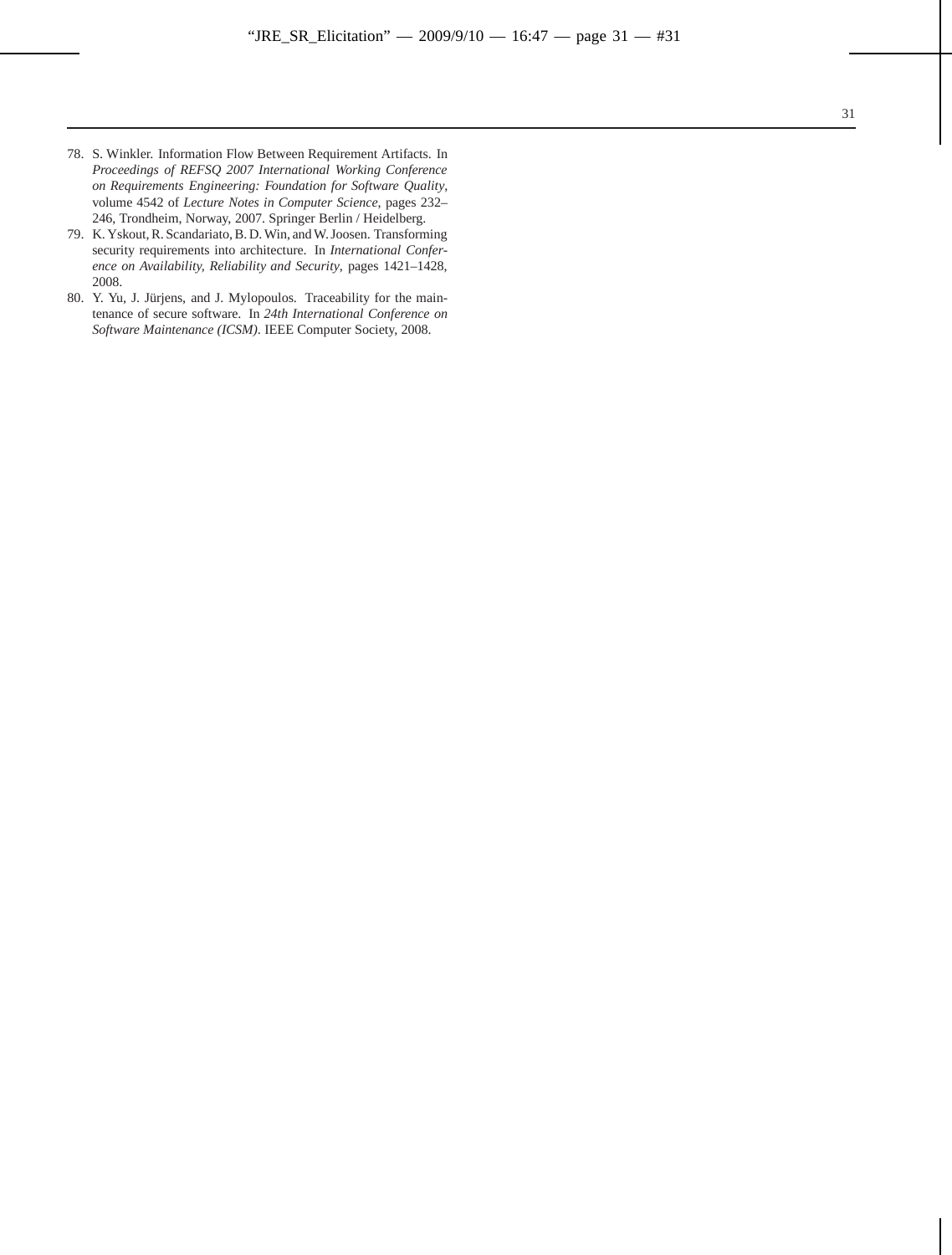78. S. Winkler. Information Flow Between Requirement Artifacts. In *Proceedings of REFSQ 2007 International Working Conference on Requirements Engineering: Foundation for Software Quality*, volume 4542 of *Lecture Notes in Computer Science*, pages 232–246, Trondheim, Norway, 2007. Springer Berlin / Heidelberg.
79. K. Yskout, R. Scandariato, B. D. Win, and W. Joosen. Transforming security requirements into architecture. In *International Conference on Availability, Reliability and Security*, pages 1421–1428, 2008.
80. Y. Yu, J. Jürjens, and J. Mylopoulos. Traceability for the maintenance of secure software. In *24th International Conference on Software Maintenance (ICSM)*. IEEE Computer Society, 2008.